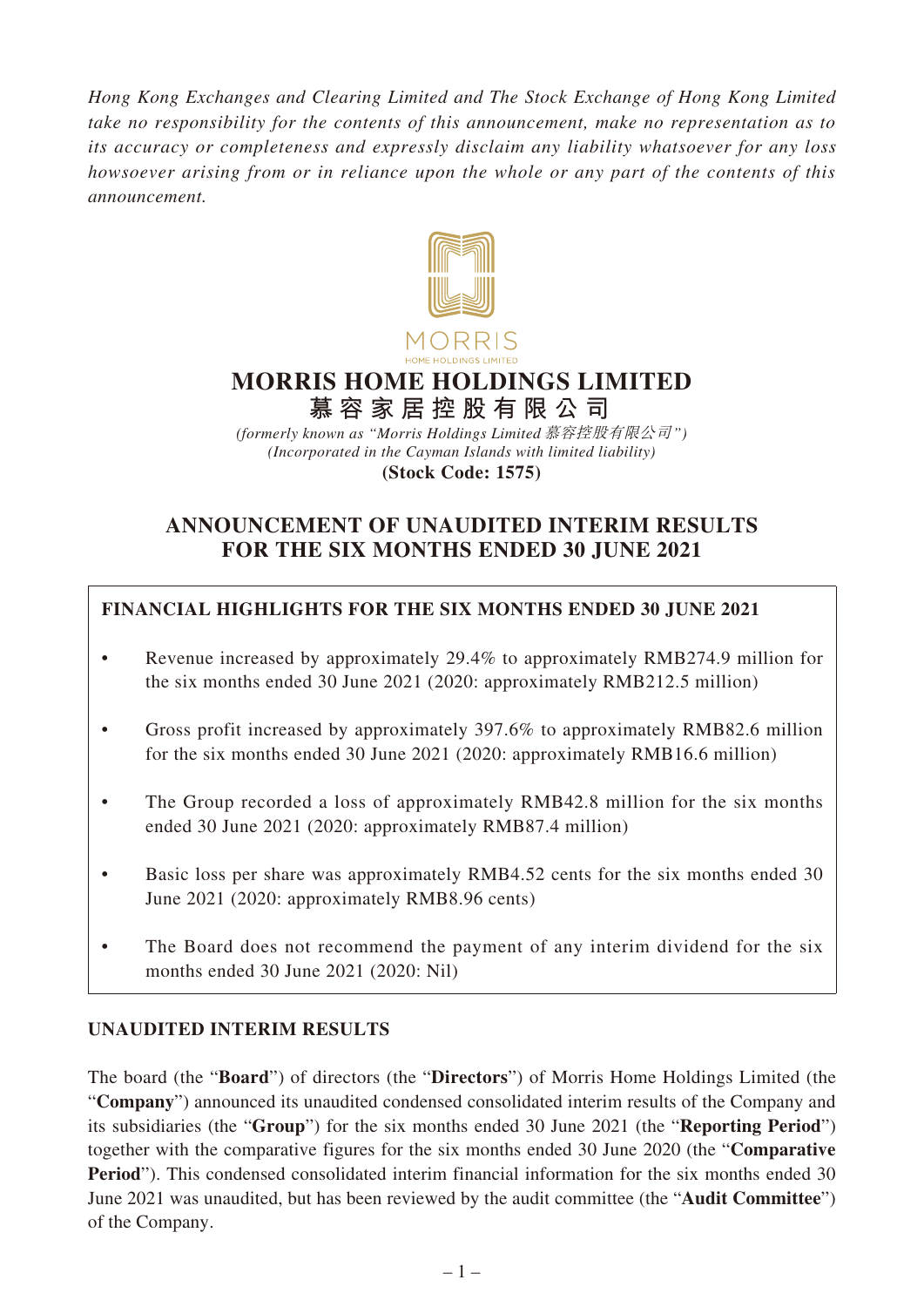*Hong Kong Exchanges and Clearing Limited and The Stock Exchange of Hong Kong Limited take no responsibility for the contents of this announcement, make no representation as to its accuracy or completeness and expressly disclaim any liability whatsoever for any loss howsoever arising from or in reliance upon the whole or any part of the contents of this announcement.*

MORRIS

HOME HOLDINGS LIMITED

# MORRIS HOME HOLDINGS LIMITED
# 慕容家居控股有限公司

*(formerly known as "Morris Holdings Limited 慕容控股有限公司")*
*(Incorporated in the Cayman Islands with limited liability)*
**(Stock Code: 1575)**

## ANNOUNCEMENT OF UNAUDITED INTERIM RESULTS FOR THE SIX MONTHS ENDED 30 JUNE 2021

**FINANCIAL HIGHLIGHTS FOR THE SIX MONTHS ENDED 30 JUNE 2021**

- Revenue increased by approximately 29.4% to approximately RMB274.9 million for the six months ended 30 June 2021 (2020: approximately RMB212.5 million)
- Gross profit increased by approximately 397.6% to approximately RMB82.6 million for the six months ended 30 June 2021 (2020: approximately RMB16.6 million)
- The Group recorded a loss of approximately RMB42.8 million for the six months ended 30 June 2021 (2020: approximately RMB87.4 million)
- Basic loss per share was approximately RMB4.52 cents for the six months ended 30 June 2021 (2020: approximately RMB8.96 cents)
- The Board does not recommend the payment of any interim dividend for the six months ended 30 June 2021 (2020: Nil)

## UNAUDITED INTERIM RESULTS

The board (the "**Board**") of directors (the "**Directors**") of Morris Home Holdings Limited (the "**Company**") announced its unaudited condensed consolidated interim results of the Company and its subsidiaries (the "**Group**") for the six months ended 30 June 2021 (the "**Reporting Period**") together with the comparative figures for the six months ended 30 June 2020 (the "**Comparative Period**"). This condensed consolidated interim financial information for the six months ended 30 June 2021 was unaudited, but has been reviewed by the audit committee (the "**Audit Committee**") of the Company.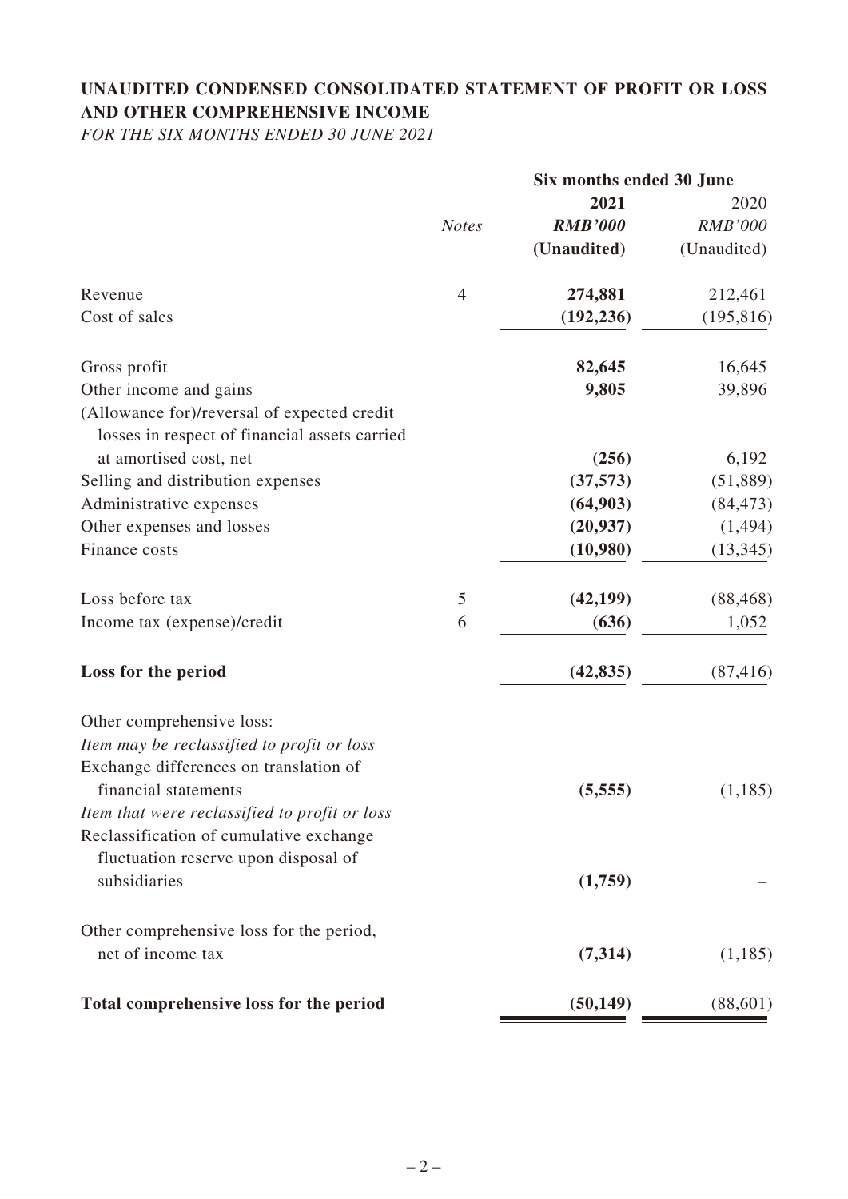# UNAUDITED CONDENSED CONSOLIDATED STATEMENT OF PROFIT OR LOSS AND OTHER COMPREHENSIVE INCOME

*FOR THE SIX MONTHS ENDED 30 JUNE 2021*

| | *Notes* | **Six months ended 30 June** | |
|---|---|---|---|
| | | **2021** | 2020 |
| | | ***RMB'000*** | *RMB'000* |
| | | **(Unaudited)** | (Unaudited) |
| Revenue | 4 | **274,881** | 212,461 |
| Cost of sales | | **(192,236)** | (195,816) |
| Gross profit | | **82,645** | 16,645 |
| Other income and gains | | **9,805** | 39,896 |
| (Allowance for)/reversal of expected credit losses in respect of financial assets carried at amortised cost, net | | **(256)** | 6,192 |
| Selling and distribution expenses | | **(37,573)** | (51,889) |
| Administrative expenses | | **(64,903)** | (84,473) |
| Other expenses and losses | | **(20,937)** | (1,494) |
| Finance costs | | **(10,980)** | (13,345) |
| Loss before tax | 5 | **(42,199)** | (88,468) |
| Income tax (expense)/credit | 6 | **(636)** | 1,052 |
| **Loss for the period** | | **(42,835)** | (87,416) |
| Other comprehensive loss: | | | |
| *Item may be reclassified to profit or loss* | | | |
| Exchange differences on translation of financial statements | | **(5,555)** | (1,185) |
| *Item that were reclassified to profit or loss* | | | |
| Reclassification of cumulative exchange fluctuation reserve upon disposal of subsidiaries | | **(1,759)** | – |
| Other comprehensive loss for the period, net of income tax | | **(7,314)** | (1,185) |
| **Total comprehensive loss for the period** | | **(50,149)** | (88,601) |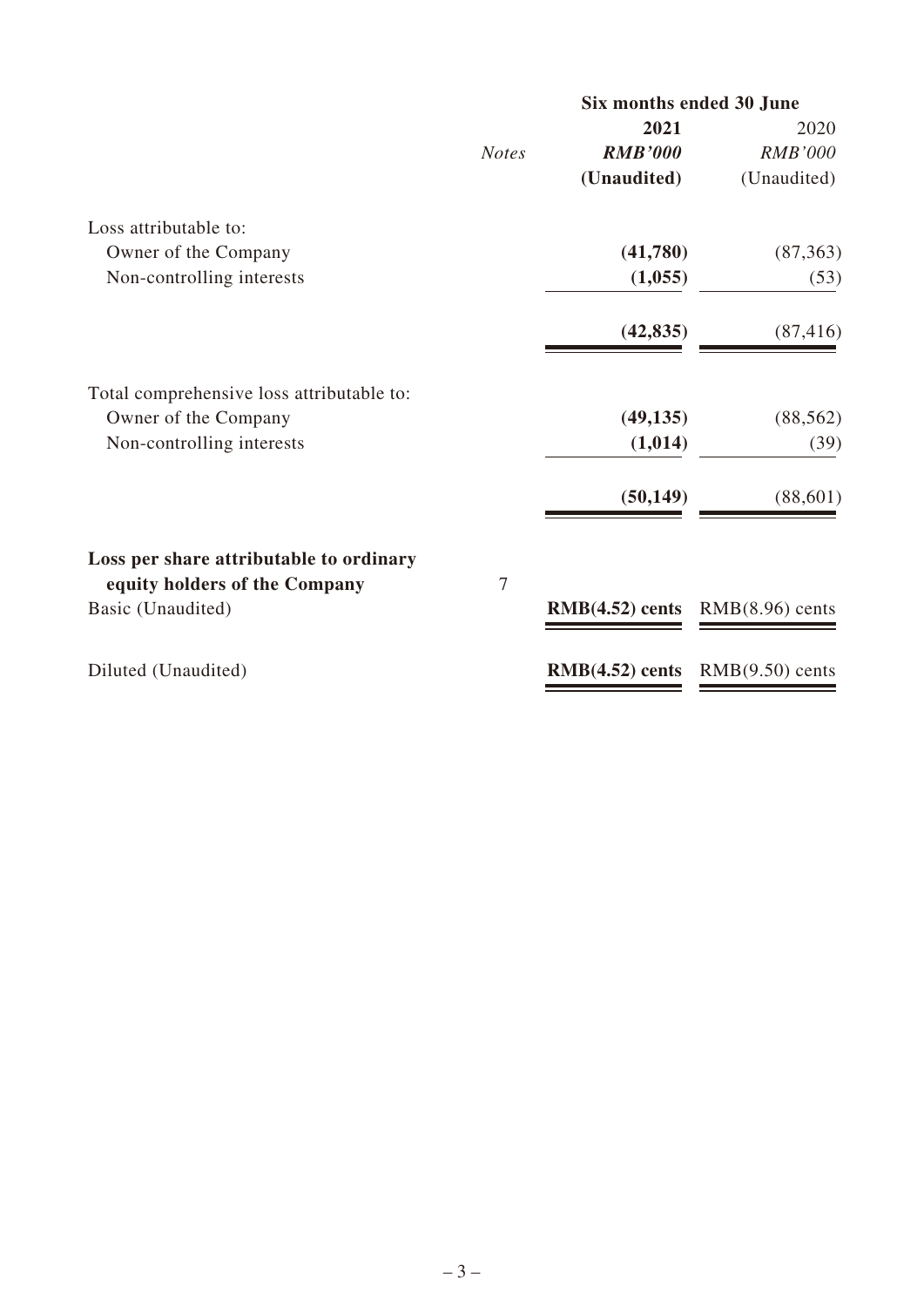| | Notes | Six months ended 30 June | |
|---|---|---|---|
| | | **2021** | 2020 |
| | | ***RMB'000*** | *RMB'000* |
| | | **(Unaudited)** | (Unaudited) |
| Loss attributable to: | | | |
| Owner of the Company | | **(41,780)** | (87,363) |
| Non-controlling interests | | **(1,055)** | (53) |
| | | **(42,835)** | (87,416) |
| Total comprehensive loss attributable to: | | | |
| Owner of the Company | | **(49,135)** | (88,562) |
| Non-controlling interests | | **(1,014)** | (39) |
| | | **(50,149)** | (88,601) |
| **Loss per share attributable to ordinary equity holders of the Company** | 7 | | |
| Basic (Unaudited) | | **RMB(4.52) cents** | RMB(8.96) cents |
| Diluted (Unaudited) | | **RMB(4.52) cents** | RMB(9.50) cents |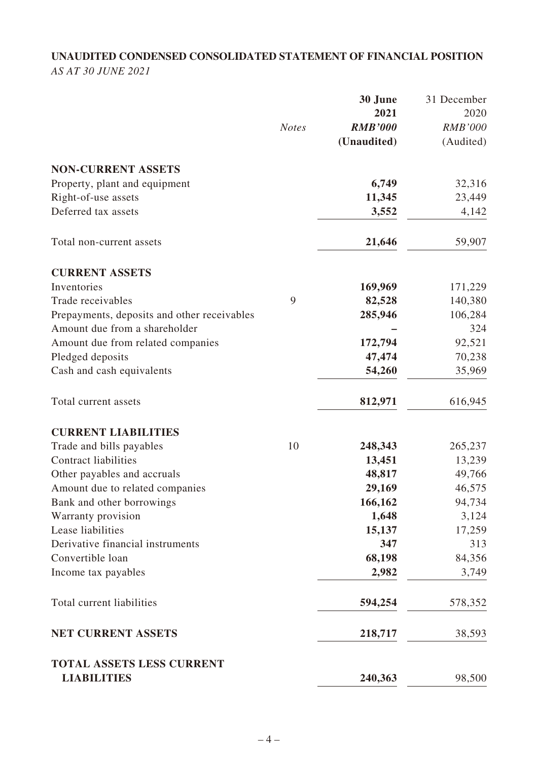# UNAUDITED CONDENSED CONSOLIDATED STATEMENT OF FINANCIAL POSITION

*AS AT 30 JUNE 2021*

| | *Notes* | **30 June 2021** ***RMB'000*** **(Unaudited)** | 31 December 2020 *RMB'000* (Audited) |
|---|---|---|---|
| **NON-CURRENT ASSETS** | | | |
| Property, plant and equipment | | **6,749** | 32,316 |
| Right-of-use assets | | **11,345** | 23,449 |
| Deferred tax assets | | **3,552** | 4,142 |
| Total non-current assets | | **21,646** | 59,907 |
| **CURRENT ASSETS** | | | |
| Inventories | | **169,969** | 171,229 |
| Trade receivables | 9 | **82,528** | 140,380 |
| Prepayments, deposits and other receivables | | **285,946** | 106,284 |
| Amount due from a shareholder | | **–** | 324 |
| Amount due from related companies | | **172,794** | 92,521 |
| Pledged deposits | | **47,474** | 70,238 |
| Cash and cash equivalents | | **54,260** | 35,969 |
| Total current assets | | **812,971** | 616,945 |
| **CURRENT LIABILITIES** | | | |
| Trade and bills payables | 10 | **248,343** | 265,237 |
| Contract liabilities | | **13,451** | 13,239 |
| Other payables and accruals | | **48,817** | 49,766 |
| Amount due to related companies | | **29,169** | 46,575 |
| Bank and other borrowings | | **166,162** | 94,734 |
| Warranty provision | | **1,648** | 3,124 |
| Lease liabilities | | **15,137** | 17,259 |
| Derivative financial instruments | | **347** | 313 |
| Convertible loan | | **68,198** | 84,356 |
| Income tax payables | | **2,982** | 3,749 |
| Total current liabilities | | **594,254** | 578,352 |
| **NET CURRENT ASSETS** | | **218,717** | 38,593 |
| **TOTAL ASSETS LESS CURRENT LIABILITIES** | | **240,363** | 98,500 |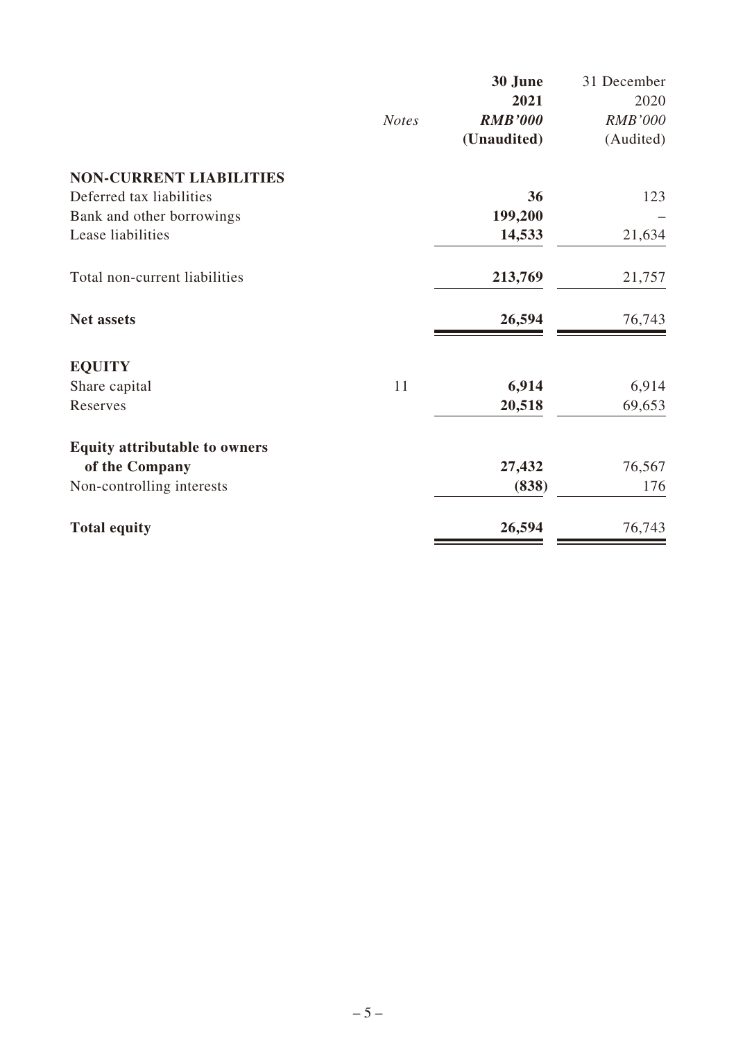| | *Notes* | **30 June 2021** ***RMB'000*** **(Unaudited)** | 31 December 2020 *RMB'000* (Audited) |
|---|---|---|---|
| **NON-CURRENT LIABILITIES** | | | |
| Deferred tax liabilities | | **36** | 123 |
| Bank and other borrowings | | **199,200** | – |
| Lease liabilities | | **14,533** | 21,634 |
| Total non-current liabilities | | **213,769** | 21,757 |
| **Net assets** | | **26,594** | 76,743 |
| **EQUITY** | | | |
| Share capital | 11 | **6,914** | 6,914 |
| Reserves | | **20,518** | 69,653 |
| **Equity attributable to owners of the Company** | | **27,432** | 76,567 |
| Non-controlling interests | | **(838)** | 176 |
| **Total equity** | | **26,594** | 76,743 |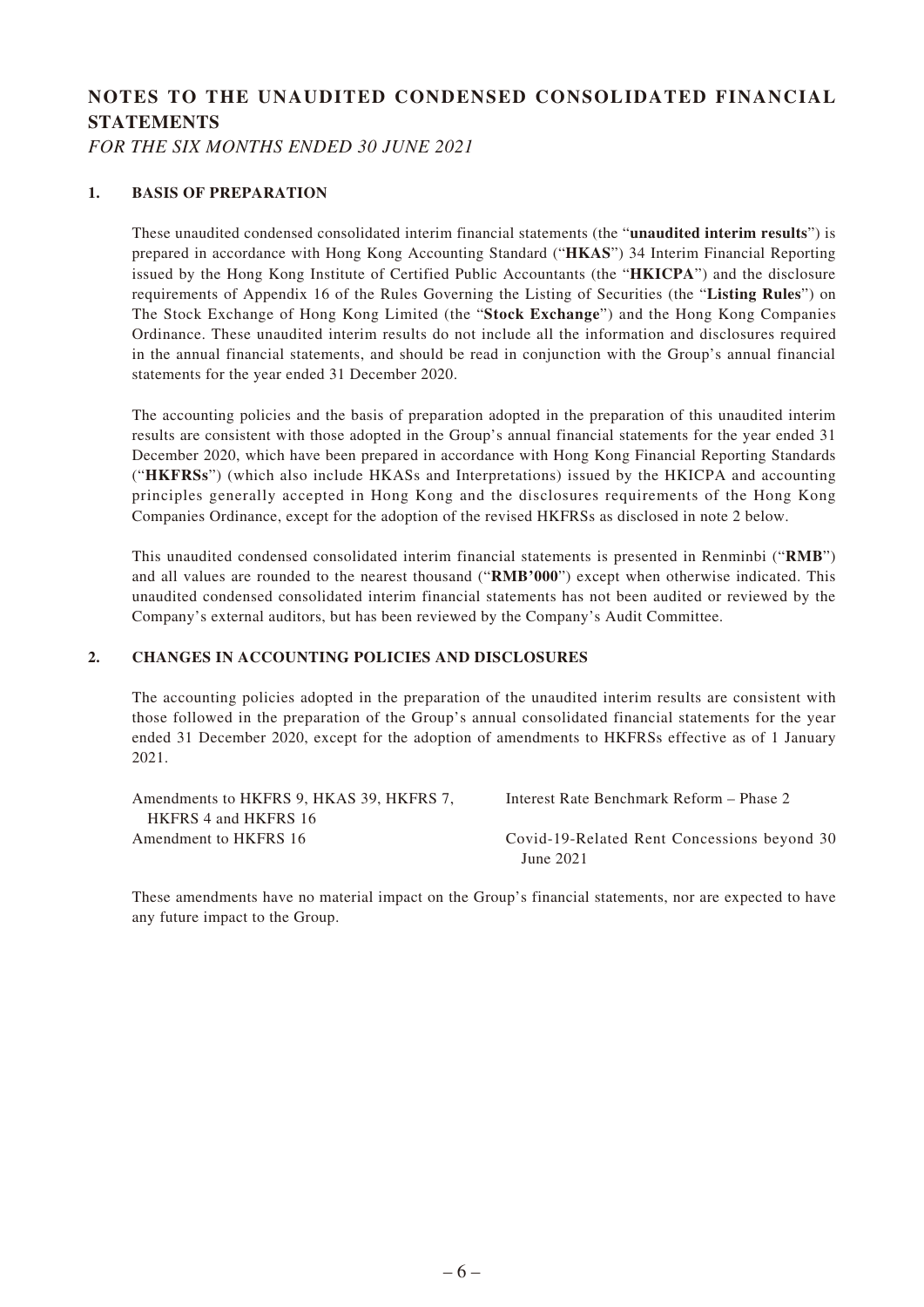# NOTES TO THE UNAUDITED CONDENSED CONSOLIDATED FINANCIAL STATEMENTS

*FOR THE SIX MONTHS ENDED 30 JUNE 2021*

## 1. BASIS OF PREPARATION

These unaudited condensed consolidated interim financial statements (the "**unaudited interim results**") is prepared in accordance with Hong Kong Accounting Standard ("**HKAS**") 34 Interim Financial Reporting issued by the Hong Kong Institute of Certified Public Accountants (the "**HKICPA**") and the disclosure requirements of Appendix 16 of the Rules Governing the Listing of Securities (the "**Listing Rules**") on The Stock Exchange of Hong Kong Limited (the "**Stock Exchange**") and the Hong Kong Companies Ordinance. These unaudited interim results do not include all the information and disclosures required in the annual financial statements, and should be read in conjunction with the Group's annual financial statements for the year ended 31 December 2020.

The accounting policies and the basis of preparation adopted in the preparation of this unaudited interim results are consistent with those adopted in the Group's annual financial statements for the year ended 31 December 2020, which have been prepared in accordance with Hong Kong Financial Reporting Standards ("**HKFRSs**") (which also include HKASs and Interpretations) issued by the HKICPA and accounting principles generally accepted in Hong Kong and the disclosures requirements of the Hong Kong Companies Ordinance, except for the adoption of the revised HKFRSs as disclosed in note 2 below.

This unaudited condensed consolidated interim financial statements is presented in Renminbi ("**RMB**") and all values are rounded to the nearest thousand ("**RMB'000**") except when otherwise indicated. This unaudited condensed consolidated interim financial statements has not been audited or reviewed by the Company's external auditors, but has been reviewed by the Company's Audit Committee.

## 2. CHANGES IN ACCOUNTING POLICIES AND DISCLOSURES

The accounting policies adopted in the preparation of the unaudited interim results are consistent with those followed in the preparation of the Group's annual consolidated financial statements for the year ended 31 December 2020, except for the adoption of amendments to HKFRSs effective as of 1 January 2021.

| | |
|---|---|
| Amendments to HKFRS 9, HKAS 39, HKFRS 7, HKFRS 4 and HKFRS 16 | Interest Rate Benchmark Reform – Phase 2 |
| Amendment to HKFRS 16 | Covid-19-Related Rent Concessions beyond 30 June 2021 |

These amendments have no material impact on the Group's financial statements, nor are expected to have any future impact to the Group.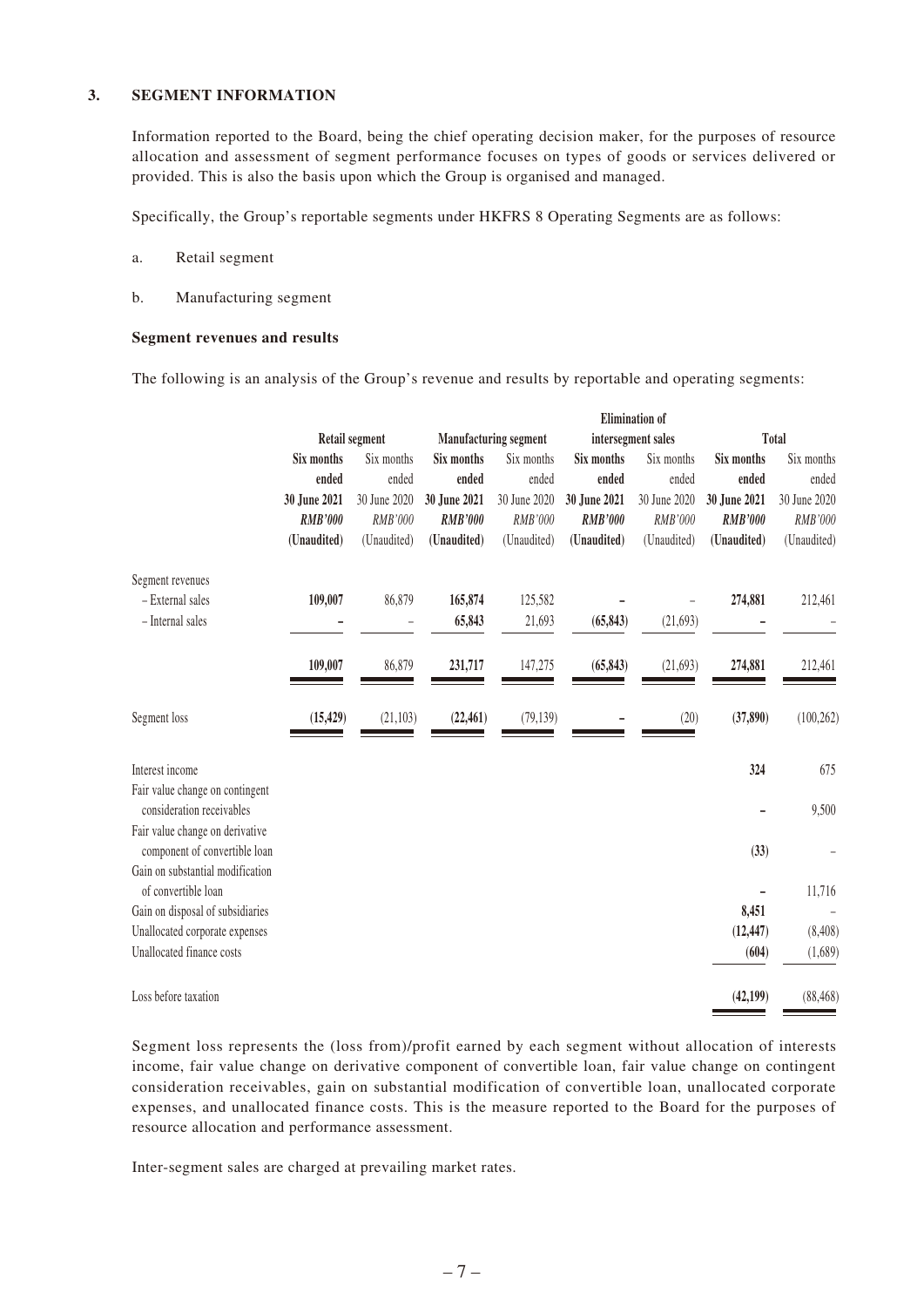### 3. SEGMENT INFORMATION

Information reported to the Board, being the chief operating decision maker, for the purposes of resource allocation and assessment of segment performance focuses on types of goods or services delivered or provided. This is also the basis upon which the Group is organised and managed.

Specifically, the Group's reportable segments under HKFRS 8 Operating Segments are as follows:

a. Retail segment

b. Manufacturing segment

**Segment revenues and results**

The following is an analysis of the Group's revenue and results by reportable and operating segments:

| | Retail segment | | Manufacturing segment | | Elimination of intersegment sales | | Total | |
|---|---|---|---|---|---|---|---|---|
| | **Six months ended 30 June 2021** | Six months ended 30 June 2020 | **Six months ended 30 June 2021** | Six months ended 30 June 2020 | **Six months ended 30 June 2021** | Six months ended 30 June 2020 | **Six months ended 30 June 2021** | Six months ended 30 June 2020 |
| | ***RMB'000*** | *RMB'000* | ***RMB'000*** | *RMB'000* | ***RMB'000*** | *RMB'000* | ***RMB'000*** | *RMB'000* |
| | **(Unaudited)** | (Unaudited) | **(Unaudited)** | (Unaudited) | **(Unaudited)** | (Unaudited) | **(Unaudited)** | (Unaudited) |
| Segment revenues | | | | | | | | |
| – External sales | **109,007** | 86,879 | **165,874** | 125,582 | **–** | – | **274,881** | 212,461 |
| – Internal sales | **–** | – | **65,843** | 21,693 | **(65,843)** | (21,693) | **–** | – |
| | **109,007** | 86,879 | **231,717** | 147,275 | **(65,843)** | (21,693) | **274,881** | 212,461 |
| Segment loss | **(15,429)** | (21,103) | **(22,461)** | (79,139) | **–** | (20) | **(37,890)** | (100,262) |
| Interest income | | | | | | | **324** | 675 |
| Fair value change on contingent consideration receivables | | | | | | | **–** | 9,500 |
| Fair value change on derivative component of convertible loan | | | | | | | **(33)** | – |
| Gain on substantial modification of convertible loan | | | | | | | **–** | 11,716 |
| Gain on disposal of subsidiaries | | | | | | | **8,451** | – |
| Unallocated corporate expenses | | | | | | | **(12,447)** | (8,408) |
| Unallocated finance costs | | | | | | | **(604)** | (1,689) |
| Loss before taxation | | | | | | | **(42,199)** | (88,468) |

Segment loss represents the (loss from)/profit earned by each segment without allocation of interests income, fair value change on derivative component of convertible loan, fair value change on contingent consideration receivables, gain on substantial modification of convertible loan, unallocated corporate expenses, and unallocated finance costs. This is the measure reported to the Board for the purposes of resource allocation and performance assessment.

Inter-segment sales are charged at prevailing market rates.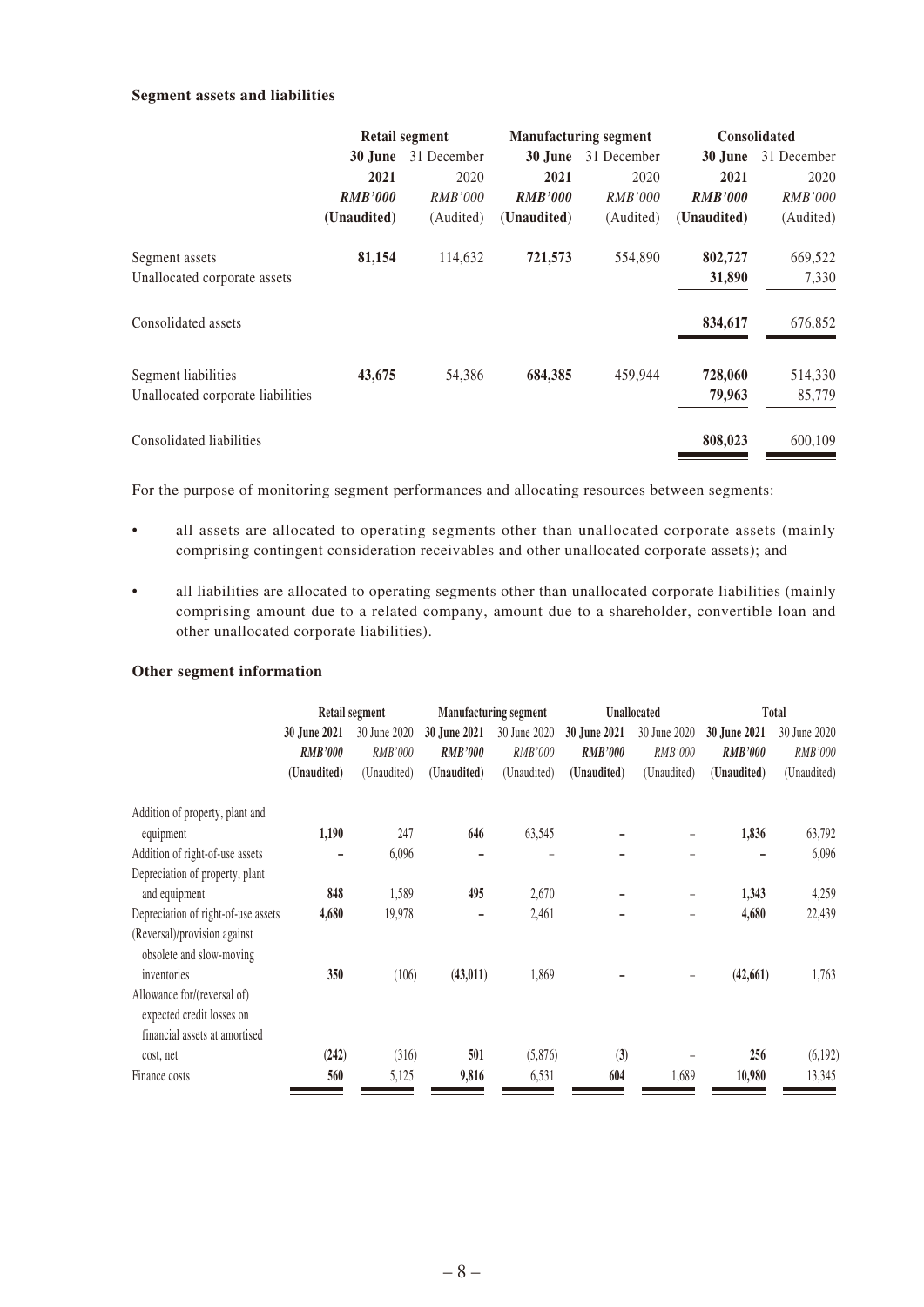**Segment assets and liabilities**

| | Retail segment | | Manufacturing segment | | Consolidated | |
|---|---|---|---|---|---|---|
| | **30 June 2021** | 31 December 2020 | **30 June 2021** | 31 December 2020 | **30 June 2021** | 31 December 2020 |
| | ***RMB'000*** | *RMB'000* | ***RMB'000*** | *RMB'000* | ***RMB'000*** | *RMB'000* |
| | **(Unaudited)** | (Audited) | **(Unaudited)** | (Audited) | **(Unaudited)** | (Audited) |
| Segment assets | **81,154** | 114,632 | **721,573** | 554,890 | **802,727** | 669,522 |
| Unallocated corporate assets | | | | | **31,890** | 7,330 |
| Consolidated assets | | | | | **834,617** | 676,852 |
| Segment liabilities | **43,675** | 54,386 | **684,385** | 459,944 | **728,060** | 514,330 |
| Unallocated corporate liabilities | | | | | **79,963** | 85,779 |
| Consolidated liabilities | | | | | **808,023** | 600,109 |

For the purpose of monitoring segment performances and allocating resources between segments:

- all assets are allocated to operating segments other than unallocated corporate assets (mainly comprising contingent consideration receivables and other unallocated corporate assets); and
- all liabilities are allocated to operating segments other than unallocated corporate liabilities (mainly comprising amount due to a related company, amount due to a shareholder, convertible loan and other unallocated corporate liabilities).

**Other segment information**

| | Retail segment | | Manufacturing segment | | Unallocated | | Total | |
|---|---|---|---|---|---|---|---|---|
| | **30 June 2021** | 30 June 2020 | **30 June 2021** | 30 June 2020 | **30 June 2021** | 30 June 2020 | **30 June 2021** | 30 June 2020 |
| | ***RMB'000*** | *RMB'000* | ***RMB'000*** | *RMB'000* | ***RMB'000*** | *RMB'000* | ***RMB'000*** | *RMB'000* |
| | **(Unaudited)** | (Unaudited) | **(Unaudited)** | (Unaudited) | **(Unaudited)** | (Unaudited) | **(Unaudited)** | (Unaudited) |
| Addition of property, plant and equipment | **1,190** | 247 | **646** | 63,545 | **–** | – | **1,836** | 63,792 |
| Addition of right-of-use assets | **–** | 6,096 | **–** | – | **–** | – | **–** | 6,096 |
| Depreciation of property, plant and equipment | **848** | 1,589 | **495** | 2,670 | **–** | – | **1,343** | 4,259 |
| Depreciation of right-of-use assets | **4,680** | 19,978 | **–** | 2,461 | **–** | – | **4,680** | 22,439 |
| (Reversal)/provision against obsolete and slow-moving inventories | **350** | (106) | **(43,011)** | 1,869 | **–** | – | **(42,661)** | 1,763 |
| Allowance for/(reversal of) expected credit losses on financial assets at amortised cost, net | **(242)** | (316) | **501** | (5,876) | **(3)** | – | **256** | (6,192) |
| Finance costs | **560** | 5,125 | **9,816** | 6,531 | **604** | 1,689 | **10,980** | 13,345 |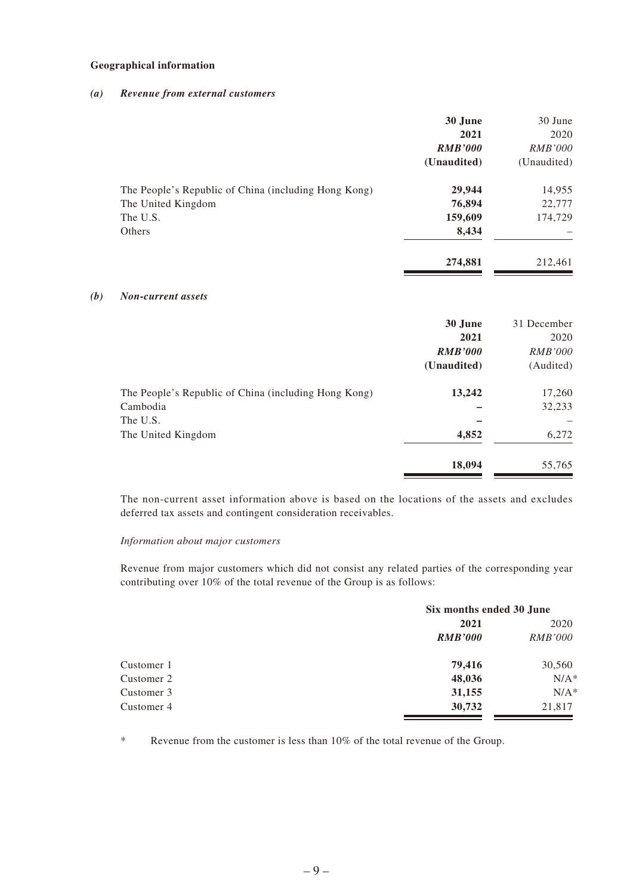**Geographical information**

***(a) Revenue from external customers***

| | 30 June 2021 RMB'000 (Unaudited) | 30 June 2020 RMB'000 (Unaudited) |
|---|---|---|
| The People's Republic of China (including Hong Kong) | **29,944** | 14,955 |
| The United Kingdom | **76,894** | 22,777 |
| The U.S. | **159,609** | 174,729 |
| Others | **8,434** | – |
| | **274,881** | 212,461 |

***(b) Non-current assets***

| | 30 June 2021 RMB'000 (Unaudited) | 31 December 2020 RMB'000 (Audited) |
|---|---|---|
| The People's Republic of China (including Hong Kong) | **13,242** | 17,260 |
| Cambodia | **–** | 32,233 |
| The U.S. | **–** | – |
| The United Kingdom | **4,852** | 6,272 |
| | **18,094** | 55,765 |

The non-current asset information above is based on the locations of the assets and excludes deferred tax assets and contingent consideration receivables.

*Information about major customers*

Revenue from major customers which did not consist any related parties of the corresponding year contributing over 10% of the total revenue of the Group is as follows:

| | Six months ended 30 June | |
|---|---|---|
| | **2021** | 2020 |
| | ***RMB'000*** | *RMB'000* |
| Customer 1 | **79,416** | 30,560 |
| Customer 2 | **48,036** | N/A* |
| Customer 3 | **31,155** | N/A* |
| Customer 4 | **30,732** | 21,817 |

\* Revenue from the customer is less than 10% of the total revenue of the Group.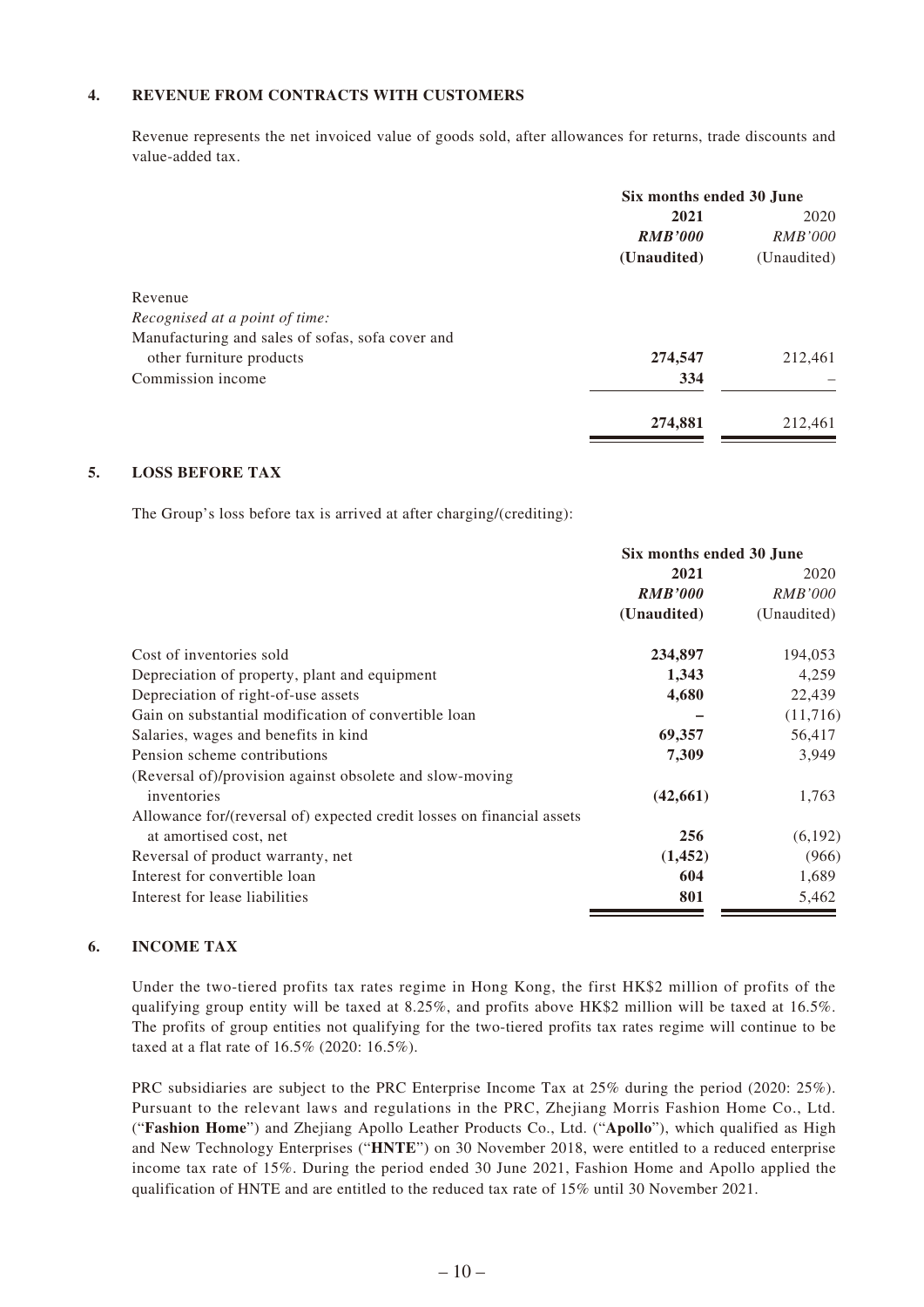## 4. REVENUE FROM CONTRACTS WITH CUSTOMERS

Revenue represents the net invoiced value of goods sold, after allowances for returns, trade discounts and value-added tax.

| | Six months ended 30 June | |
|---|---|---|
| | **2021** | 2020 |
| | ***RMB'000*** | *RMB'000* |
| | **(Unaudited)** | (Unaudited) |
| Revenue | | |
| *Recognised at a point of time:* | | |
| Manufacturing and sales of sofas, sofa cover and other furniture products | **274,547** | 212,461 |
| Commission income | **334** | – |
| | **274,881** | 212,461 |

## 5. LOSS BEFORE TAX

The Group's loss before tax is arrived at after charging/(crediting):

| | Six months ended 30 June | |
|---|---|---|
| | **2021** | 2020 |
| | ***RMB'000*** | *RMB'000* |
| | **(Unaudited)** | (Unaudited) |
| Cost of inventories sold | **234,897** | 194,053 |
| Depreciation of property, plant and equipment | **1,343** | 4,259 |
| Depreciation of right-of-use assets | **4,680** | 22,439 |
| Gain on substantial modification of convertible loan | **–** | (11,716) |
| Salaries, wages and benefits in kind | **69,357** | 56,417 |
| Pension scheme contributions | **7,309** | 3,949 |
| (Reversal of)/provision against obsolete and slow-moving inventories | **(42,661)** | 1,763 |
| Allowance for/(reversal of) expected credit losses on financial assets at amortised cost, net | **256** | (6,192) |
| Reversal of product warranty, net | **(1,452)** | (966) |
| Interest for convertible loan | **604** | 1,689 |
| Interest for lease liabilities | **801** | 5,462 |

## 6. INCOME TAX

Under the two-tiered profits tax rates regime in Hong Kong, the first HK$2 million of profits of the qualifying group entity will be taxed at 8.25%, and profits above HK$2 million will be taxed at 16.5%. The profits of group entities not qualifying for the two-tiered profits tax rates regime will continue to be taxed at a flat rate of 16.5% (2020: 16.5%).

PRC subsidiaries are subject to the PRC Enterprise Income Tax at 25% during the period (2020: 25%). Pursuant to the relevant laws and regulations in the PRC, Zhejiang Morris Fashion Home Co., Ltd. ("**Fashion Home**") and Zhejiang Apollo Leather Products Co., Ltd. ("**Apollo**"), which qualified as High and New Technology Enterprises ("**HNTE**") on 30 November 2018, were entitled to a reduced enterprise income tax rate of 15%. During the period ended 30 June 2021, Fashion Home and Apollo applied the qualification of HNTE and are entitled to the reduced tax rate of 15% until 30 November 2021.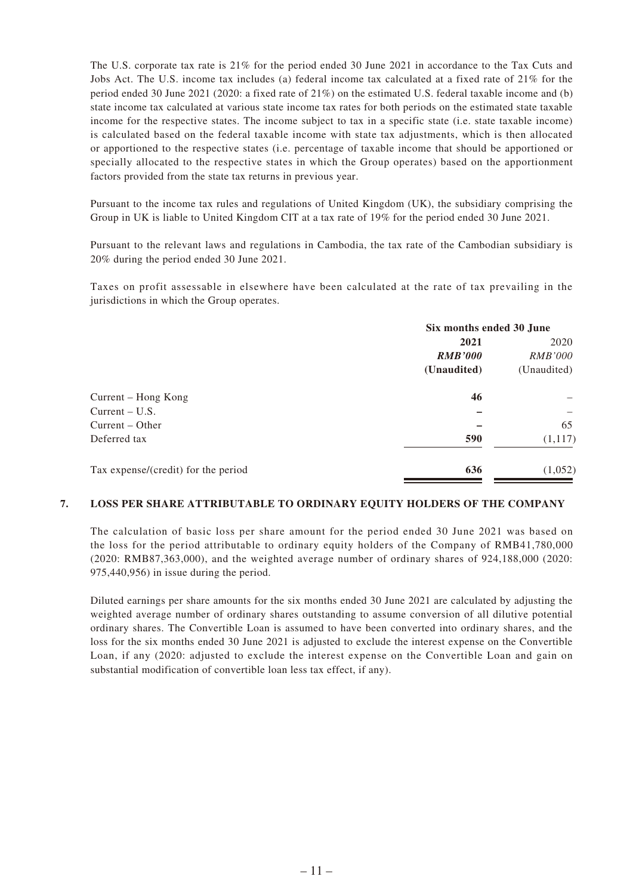The U.S. corporate tax rate is 21% for the period ended 30 June 2021 in accordance to the Tax Cuts and Jobs Act. The U.S. income tax includes (a) federal income tax calculated at a fixed rate of 21% for the period ended 30 June 2021 (2020: a fixed rate of 21%) on the estimated U.S. federal taxable income and (b) state income tax calculated at various state income tax rates for both periods on the estimated state taxable income for the respective states. The income subject to tax in a specific state (i.e. state taxable income) is calculated based on the federal taxable income with state tax adjustments, which is then allocated or apportioned to the respective states (i.e. percentage of taxable income that should be apportioned or specially allocated to the respective states in which the Group operates) based on the apportionment factors provided from the state tax returns in previous year.

Pursuant to the income tax rules and regulations of United Kingdom (UK), the subsidiary comprising the Group in UK is liable to United Kingdom CIT at a tax rate of 19% for the period ended 30 June 2021.

Pursuant to the relevant laws and regulations in Cambodia, the tax rate of the Cambodian subsidiary is 20% during the period ended 30 June 2021.

Taxes on profit assessable in elsewhere have been calculated at the rate of tax prevailing in the jurisdictions in which the Group operates.

| | Six months ended 30 June | |
|---|---|---|
| | **2021** | 2020 |
| | ***RMB'000*** | *RMB'000* |
| | **(Unaudited)** | (Unaudited) |
| Current – Hong Kong | **46** | – |
| Current – U.S. | **–** | – |
| Current – Other | **–** | 65 |
| Deferred tax | **590** | (1,117) |
| Tax expense/(credit) for the period | **636** | (1,052) |

## 7. LOSS PER SHARE ATTRIBUTABLE TO ORDINARY EQUITY HOLDERS OF THE COMPANY

The calculation of basic loss per share amount for the period ended 30 June 2021 was based on the loss for the period attributable to ordinary equity holders of the Company of RMB41,780,000 (2020: RMB87,363,000), and the weighted average number of ordinary shares of 924,188,000 (2020: 975,440,956) in issue during the period.

Diluted earnings per share amounts for the six months ended 30 June 2021 are calculated by adjusting the weighted average number of ordinary shares outstanding to assume conversion of all dilutive potential ordinary shares. The Convertible Loan is assumed to have been converted into ordinary shares, and the loss for the six months ended 30 June 2021 is adjusted to exclude the interest expense on the Convertible Loan, if any (2020: adjusted to exclude the interest expense on the Convertible Loan and gain on substantial modification of convertible loan less tax effect, if any).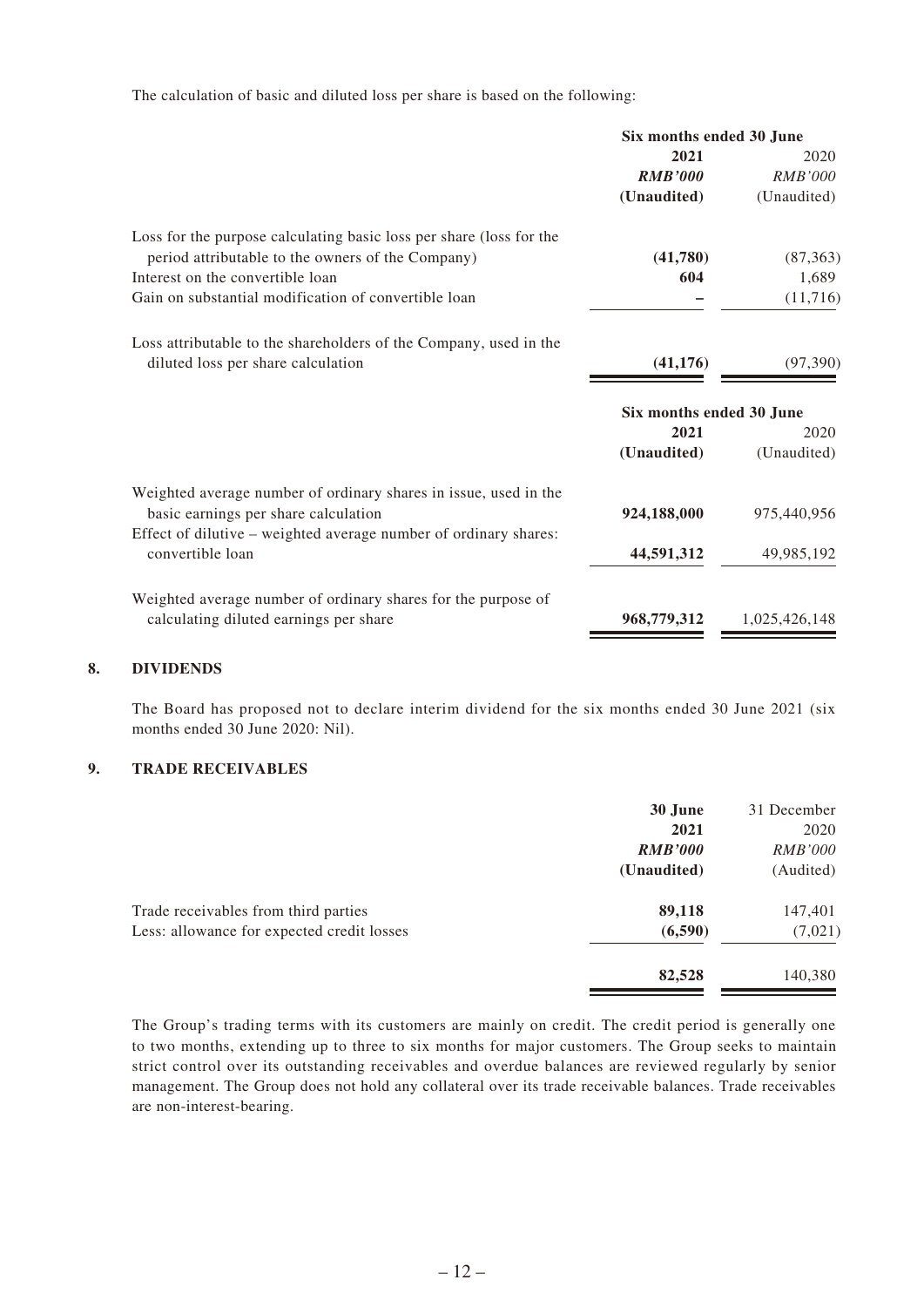The calculation of basic and diluted loss per share is based on the following:

| | Six months ended 30 June | |
|---|---|---|
| | **2021** | 2020 |
| | ***RMB'000*** | *RMB'000* |
| | **(Unaudited)** | (Unaudited) |
| Loss for the purpose calculating basic loss per share (loss for the period attributable to the owners of the Company) | **(41,780)** | (87,363) |
| Interest on the convertible loan | **604** | 1,689 |
| Gain on substantial modification of convertible loan | **–** | (11,716) |
| Loss attributable to the shareholders of the Company, used in the diluted loss per share calculation | **(41,176)** | (97,390) |

| | Six months ended 30 June | |
|---|---|---|
| | **2021** | 2020 |
| | **(Unaudited)** | (Unaudited) |
| Weighted average number of ordinary shares in issue, used in the basic earnings per share calculation | **924,188,000** | 975,440,956 |
| Effect of dilutive – weighted average number of ordinary shares: convertible loan | **44,591,312** | 49,985,192 |
| Weighted average number of ordinary shares for the purpose of calculating diluted earnings per share | **968,779,312** | 1,025,426,148 |

## 8. DIVIDENDS

The Board has proposed not to declare interim dividend for the six months ended 30 June 2021 (six months ended 30 June 2020: Nil).

## 9. TRADE RECEIVABLES

| | **30 June 2021** | 31 December 2020 |
|---|---|---|
| | ***RMB'000*** | *RMB'000* |
| | **(Unaudited)** | (Audited) |
| Trade receivables from third parties | **89,118** | 147,401 |
| Less: allowance for expected credit losses | **(6,590)** | (7,021) |
| | **82,528** | 140,380 |

The Group's trading terms with its customers are mainly on credit. The credit period is generally one to two months, extending up to three to six months for major customers. The Group seeks to maintain strict control over its outstanding receivables and overdue balances are reviewed regularly by senior management. The Group does not hold any collateral over its trade receivable balances. Trade receivables are non-interest-bearing.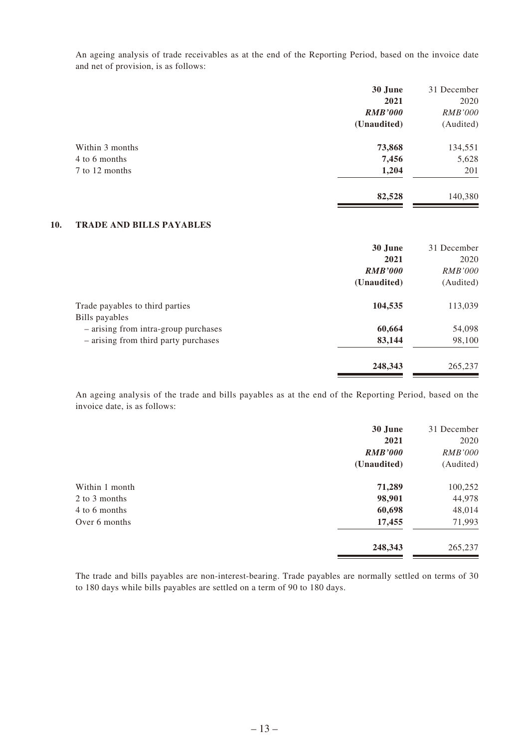An ageing analysis of trade receivables as at the end of the Reporting Period, based on the invoice date and net of provision, is as follows:

| | **30 June 2021** | 31 December 2020 |
|---|---|---|
| | ***RMB'000*** | *RMB'000* |
| | **(Unaudited)** | (Audited) |
| Within 3 months | **73,868** | 134,551 |
| 4 to 6 months | **7,456** | 5,628 |
| 7 to 12 months | **1,204** | 201 |
| | **82,528** | 140,380 |

## 10. TRADE AND BILLS PAYABLES

| | **30 June 2021** | 31 December 2020 |
|---|---|---|
| | ***RMB'000*** | *RMB'000* |
| | **(Unaudited)** | (Audited) |
| Trade payables to third parties | **104,535** | 113,039 |
| Bills payables | | |
| – arising from intra-group purchases | **60,664** | 54,098 |
| – arising from third party purchases | **83,144** | 98,100 |
| | **248,343** | 265,237 |

An ageing analysis of the trade and bills payables as at the end of the Reporting Period, based on the invoice date, is as follows:

| | **30 June 2021** | 31 December 2020 |
|---|---|---|
| | ***RMB'000*** | *RMB'000* |
| | **(Unaudited)** | (Audited) |
| Within 1 month | **71,289** | 100,252 |
| 2 to 3 months | **98,901** | 44,978 |
| 4 to 6 months | **60,698** | 48,014 |
| Over 6 months | **17,455** | 71,993 |
| | **248,343** | 265,237 |

The trade and bills payables are non-interest-bearing. Trade payables are normally settled on terms of 30 to 180 days while bills payables are settled on a term of 90 to 180 days.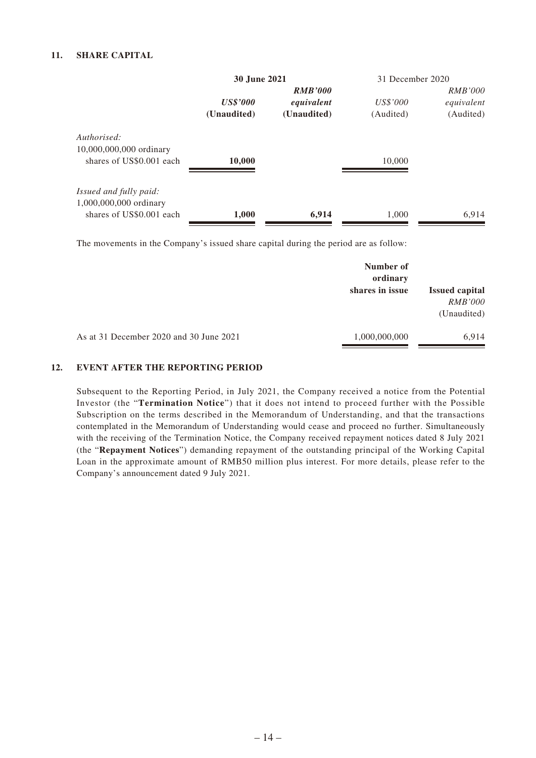## 11. SHARE CAPITAL

| | 30 June 2021 | | 31 December 2020 | |
|---|---|---|---|---|
| | ***US$'000*** | ***RMB'000 equivalent*** | *US$'000* | *RMB'000 equivalent* |
| | **(Unaudited)** | **(Unaudited)** | (Audited) | (Audited) |
| *Authorised:* | | | | |
| 10,000,000,000 ordinary shares of US$0.001 each | **10,000** | | 10,000 | |
| *Issued and fully paid:* | | | | |
| 1,000,000,000 ordinary shares of US$0.001 each | **1,000** | **6,914** | 1,000 | 6,914 |

The movements in the Company's issued share capital during the period are as follow:

| | Number of ordinary shares in issue | Issued capital |
|---|---|---|
| | | *RMB'000* |
| | | (Unaudited) |
| As at 31 December 2020 and 30 June 2021 | 1,000,000,000 | 6,914 |

## 12. EVENT AFTER THE REPORTING PERIOD

Subsequent to the Reporting Period, in July 2021, the Company received a notice from the Potential Investor (the "**Termination Notice**") that it does not intend to proceed further with the Possible Subscription on the terms described in the Memorandum of Understanding, and that the transactions contemplated in the Memorandum of Understanding would cease and proceed no further. Simultaneously with the receiving of the Termination Notice, the Company received repayment notices dated 8 July 2021 (the "**Repayment Notices**") demanding repayment of the outstanding principal of the Working Capital Loan in the approximate amount of RMB50 million plus interest. For more details, please refer to the Company's announcement dated 9 July 2021.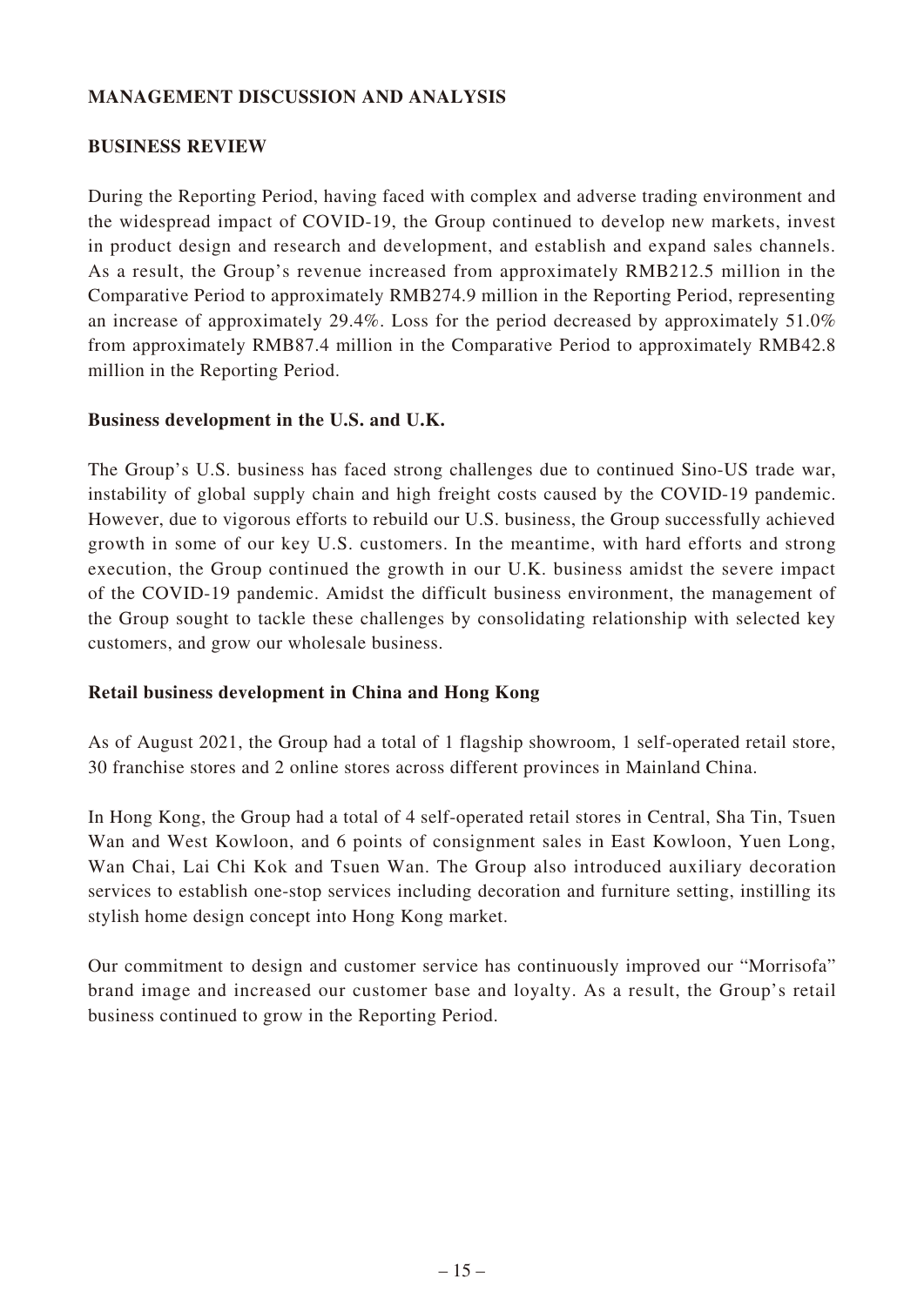## MANAGEMENT DISCUSSION AND ANALYSIS

### BUSINESS REVIEW

During the Reporting Period, having faced with complex and adverse trading environment and the widespread impact of COVID-19, the Group continued to develop new markets, invest in product design and research and development, and establish and expand sales channels. As a result, the Group's revenue increased from approximately RMB212.5 million in the Comparative Period to approximately RMB274.9 million in the Reporting Period, representing an increase of approximately 29.4%. Loss for the period decreased by approximately 51.0% from approximately RMB87.4 million in the Comparative Period to approximately RMB42.8 million in the Reporting Period.

#### Business development in the U.S. and U.K.

The Group's U.S. business has faced strong challenges due to continued Sino-US trade war, instability of global supply chain and high freight costs caused by the COVID-19 pandemic. However, due to vigorous efforts to rebuild our U.S. business, the Group successfully achieved growth in some of our key U.S. customers. In the meantime, with hard efforts and strong execution, the Group continued the growth in our U.K. business amidst the severe impact of the COVID-19 pandemic. Amidst the difficult business environment, the management of the Group sought to tackle these challenges by consolidating relationship with selected key customers, and grow our wholesale business.

#### Retail business development in China and Hong Kong

As of August 2021, the Group had a total of 1 flagship showroom, 1 self-operated retail store, 30 franchise stores and 2 online stores across different provinces in Mainland China.

In Hong Kong, the Group had a total of 4 self-operated retail stores in Central, Sha Tin, Tsuen Wan and West Kowloon, and 6 points of consignment sales in East Kowloon, Yuen Long, Wan Chai, Lai Chi Kok and Tsuen Wan. The Group also introduced auxiliary decoration services to establish one-stop services including decoration and furniture setting, instilling its stylish home design concept into Hong Kong market.

Our commitment to design and customer service has continuously improved our "Morrisofa" brand image and increased our customer base and loyalty. As a result, the Group's retail business continued to grow in the Reporting Period.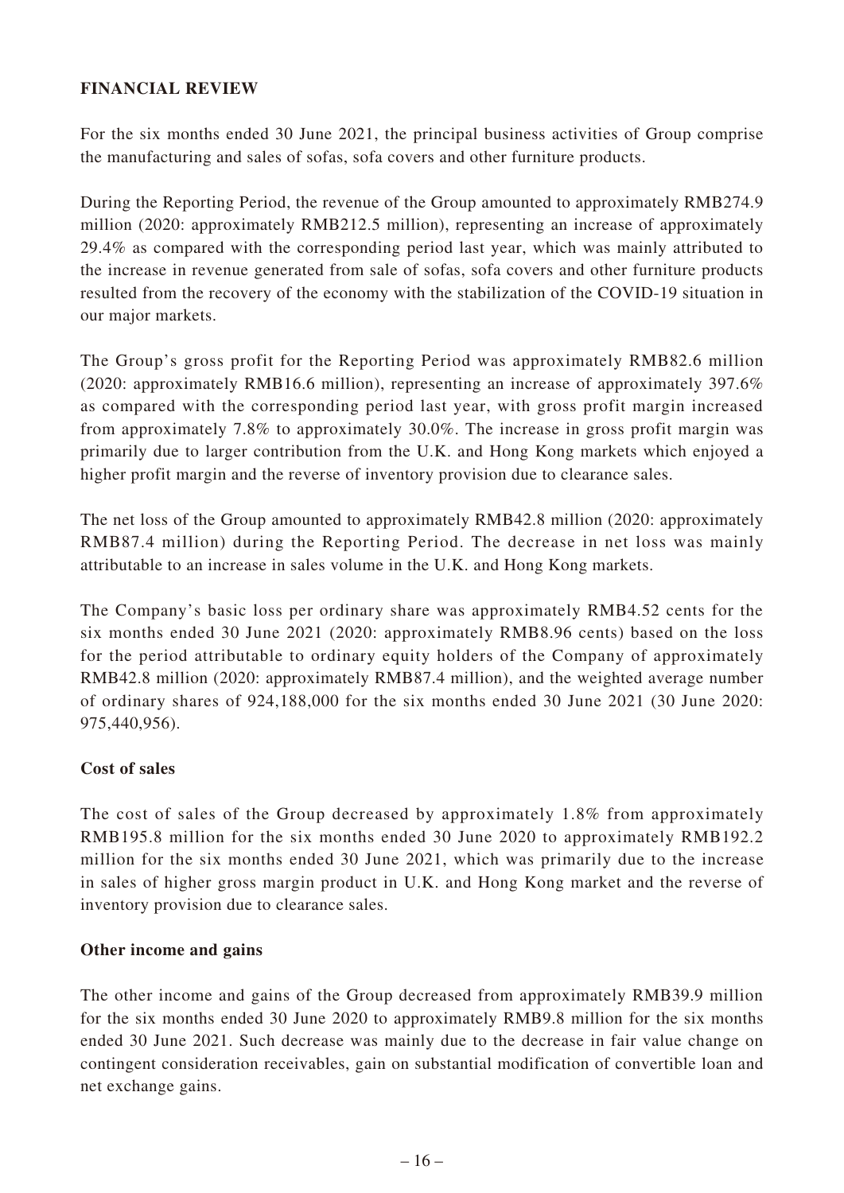## FINANCIAL REVIEW

For the six months ended 30 June 2021, the principal business activities of Group comprise the manufacturing and sales of sofas, sofa covers and other furniture products.

During the Reporting Period, the revenue of the Group amounted to approximately RMB274.9 million (2020: approximately RMB212.5 million), representing an increase of approximately 29.4% as compared with the corresponding period last year, which was mainly attributed to the increase in revenue generated from sale of sofas, sofa covers and other furniture products resulted from the recovery of the economy with the stabilization of the COVID-19 situation in our major markets.

The Group's gross profit for the Reporting Period was approximately RMB82.6 million (2020: approximately RMB16.6 million), representing an increase of approximately 397.6% as compared with the corresponding period last year, with gross profit margin increased from approximately 7.8% to approximately 30.0%. The increase in gross profit margin was primarily due to larger contribution from the U.K. and Hong Kong markets which enjoyed a higher profit margin and the reverse of inventory provision due to clearance sales.

The net loss of the Group amounted to approximately RMB42.8 million (2020: approximately RMB87.4 million) during the Reporting Period. The decrease in net loss was mainly attributable to an increase in sales volume in the U.K. and Hong Kong markets.

The Company's basic loss per ordinary share was approximately RMB4.52 cents for the six months ended 30 June 2021 (2020: approximately RMB8.96 cents) based on the loss for the period attributable to ordinary equity holders of the Company of approximately RMB42.8 million (2020: approximately RMB87.4 million), and the weighted average number of ordinary shares of 924,188,000 for the six months ended 30 June 2021 (30 June 2020: 975,440,956).

### Cost of sales

The cost of sales of the Group decreased by approximately 1.8% from approximately RMB195.8 million for the six months ended 30 June 2020 to approximately RMB192.2 million for the six months ended 30 June 2021, which was primarily due to the increase in sales of higher gross margin product in U.K. and Hong Kong market and the reverse of inventory provision due to clearance sales.

### Other income and gains

The other income and gains of the Group decreased from approximately RMB39.9 million for the six months ended 30 June 2020 to approximately RMB9.8 million for the six months ended 30 June 2021. Such decrease was mainly due to the decrease in fair value change on contingent consideration receivables, gain on substantial modification of convertible loan and net exchange gains.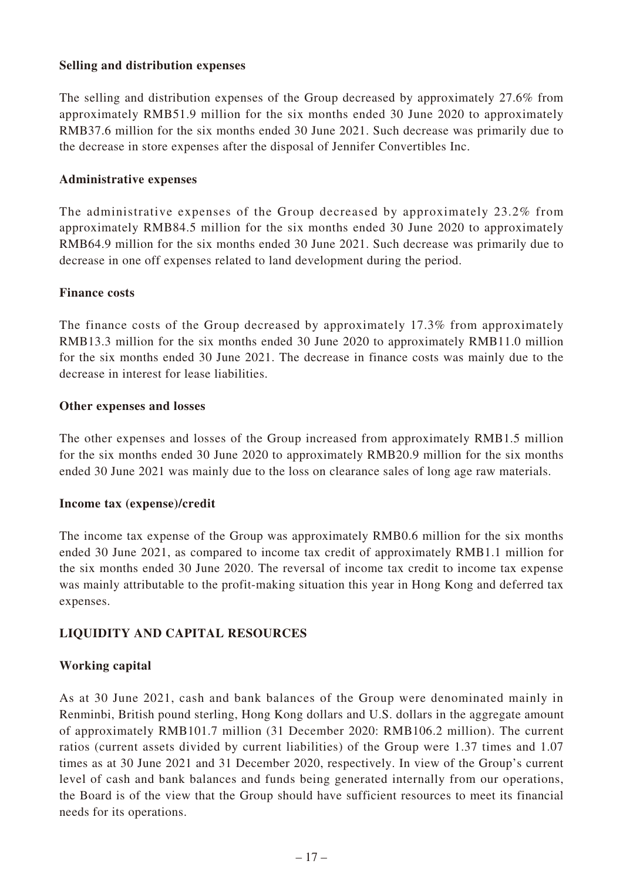**Selling and distribution expenses**

The selling and distribution expenses of the Group decreased by approximately 27.6% from approximately RMB51.9 million for the six months ended 30 June 2020 to approximately RMB37.6 million for the six months ended 30 June 2021. Such decrease was primarily due to the decrease in store expenses after the disposal of Jennifer Convertibles Inc.

**Administrative expenses**

The administrative expenses of the Group decreased by approximately 23.2% from approximately RMB84.5 million for the six months ended 30 June 2020 to approximately RMB64.9 million for the six months ended 30 June 2021. Such decrease was primarily due to decrease in one off expenses related to land development during the period.

**Finance costs**

The finance costs of the Group decreased by approximately 17.3% from approximately RMB13.3 million for the six months ended 30 June 2020 to approximately RMB11.0 million for the six months ended 30 June 2021. The decrease in finance costs was mainly due to the decrease in interest for lease liabilities.

**Other expenses and losses**

The other expenses and losses of the Group increased from approximately RMB1.5 million for the six months ended 30 June 2020 to approximately RMB20.9 million for the six months ended 30 June 2021 was mainly due to the loss on clearance sales of long age raw materials.

**Income tax (expense)/credit**

The income tax expense of the Group was approximately RMB0.6 million for the six months ended 30 June 2021, as compared to income tax credit of approximately RMB1.1 million for the six months ended 30 June 2020. The reversal of income tax credit to income tax expense was mainly attributable to the profit-making situation this year in Hong Kong and deferred tax expenses.

## LIQUIDITY AND CAPITAL RESOURCES

**Working capital**

As at 30 June 2021, cash and bank balances of the Group were denominated mainly in Renminbi, British pound sterling, Hong Kong dollars and U.S. dollars in the aggregate amount of approximately RMB101.7 million (31 December 2020: RMB106.2 million). The current ratios (current assets divided by current liabilities) of the Group were 1.37 times and 1.07 times as at 30 June 2021 and 31 December 2020, respectively. In view of the Group's current level of cash and bank balances and funds being generated internally from our operations, the Board is of the view that the Group should have sufficient resources to meet its financial needs for its operations.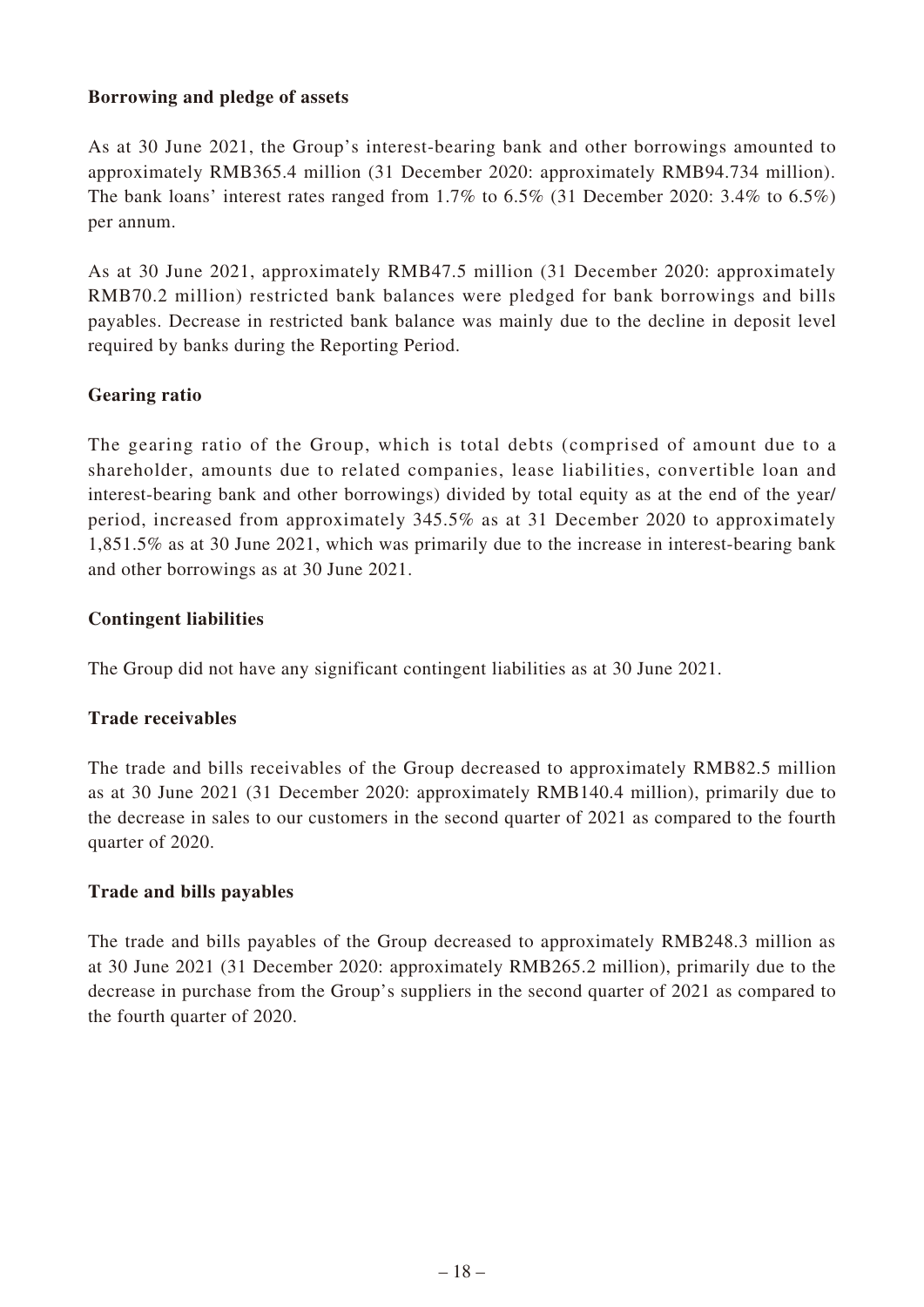**Borrowing and pledge of assets**

As at 30 June 2021, the Group's interest-bearing bank and other borrowings amounted to approximately RMB365.4 million (31 December 2020: approximately RMB94.734 million). The bank loans' interest rates ranged from 1.7% to 6.5% (31 December 2020: 3.4% to 6.5%) per annum.

As at 30 June 2021, approximately RMB47.5 million (31 December 2020: approximately RMB70.2 million) restricted bank balances were pledged for bank borrowings and bills payables. Decrease in restricted bank balance was mainly due to the decline in deposit level required by banks during the Reporting Period.

**Gearing ratio**

The gearing ratio of the Group, which is total debts (comprised of amount due to a shareholder, amounts due to related companies, lease liabilities, convertible loan and interest-bearing bank and other borrowings) divided by total equity as at the end of the year/period, increased from approximately 345.5% as at 31 December 2020 to approximately 1,851.5% as at 30 June 2021, which was primarily due to the increase in interest-bearing bank and other borrowings as at 30 June 2021.

**Contingent liabilities**

The Group did not have any significant contingent liabilities as at 30 June 2021.

**Trade receivables**

The trade and bills receivables of the Group decreased to approximately RMB82.5 million as at 30 June 2021 (31 December 2020: approximately RMB140.4 million), primarily due to the decrease in sales to our customers in the second quarter of 2021 as compared to the fourth quarter of 2020.

**Trade and bills payables**

The trade and bills payables of the Group decreased to approximately RMB248.3 million as at 30 June 2021 (31 December 2020: approximately RMB265.2 million), primarily due to the decrease in purchase from the Group's suppliers in the second quarter of 2021 as compared to the fourth quarter of 2020.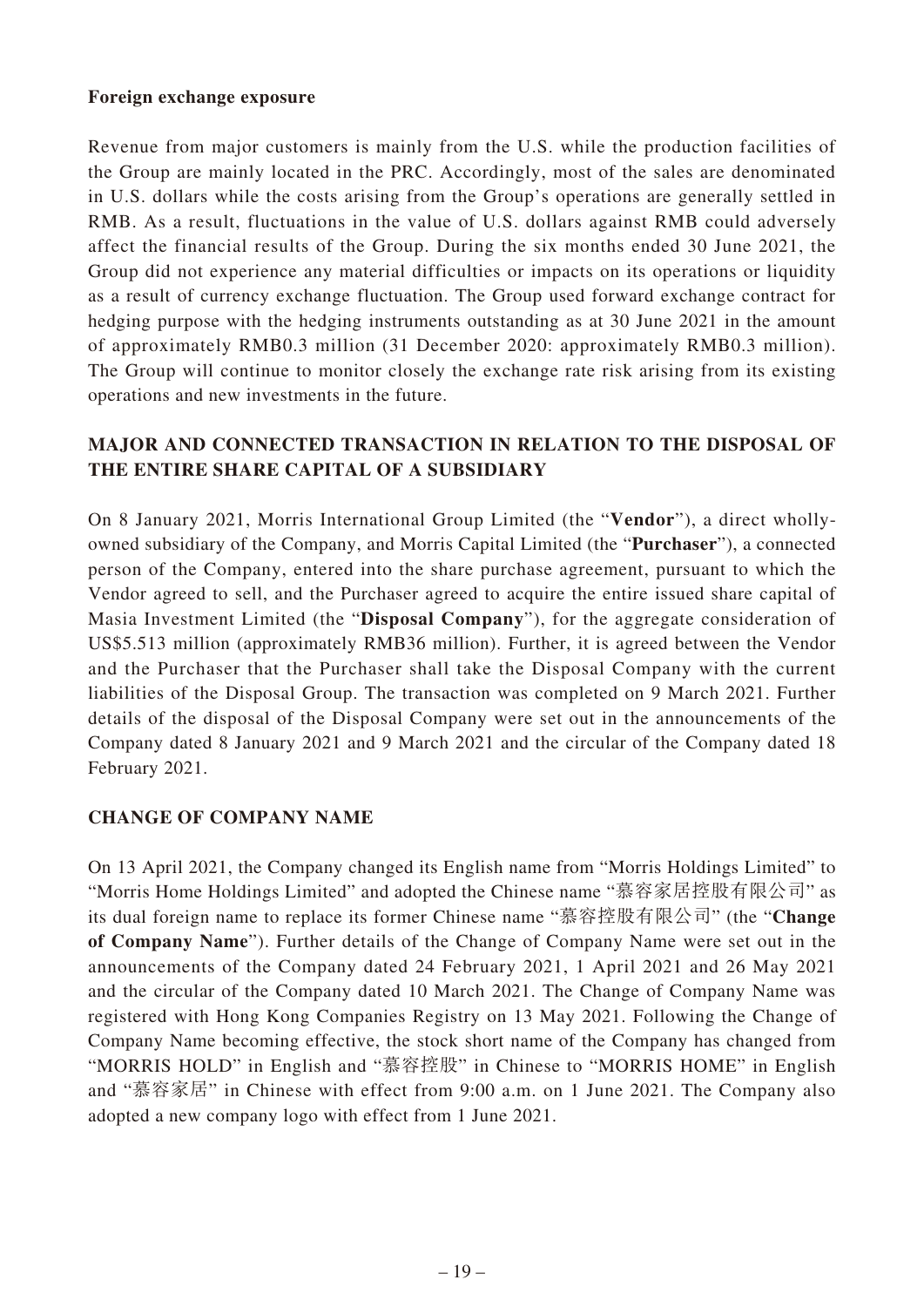**Foreign exchange exposure**

Revenue from major customers is mainly from the U.S. while the production facilities of the Group are mainly located in the PRC. Accordingly, most of the sales are denominated in U.S. dollars while the costs arising from the Group's operations are generally settled in RMB. As a result, fluctuations in the value of U.S. dollars against RMB could adversely affect the financial results of the Group. During the six months ended 30 June 2021, the Group did not experience any material difficulties or impacts on its operations or liquidity as a result of currency exchange fluctuation. The Group used forward exchange contract for hedging purpose with the hedging instruments outstanding as at 30 June 2021 in the amount of approximately RMB0.3 million (31 December 2020: approximately RMB0.3 million). The Group will continue to monitor closely the exchange rate risk arising from its existing operations and new investments in the future.

## MAJOR AND CONNECTED TRANSACTION IN RELATION TO THE DISPOSAL OF THE ENTIRE SHARE CAPITAL OF A SUBSIDIARY

On 8 January 2021, Morris International Group Limited (the "**Vendor**"), a direct wholly-owned subsidiary of the Company, and Morris Capital Limited (the "**Purchaser**"), a connected person of the Company, entered into the share purchase agreement, pursuant to which the Vendor agreed to sell, and the Purchaser agreed to acquire the entire issued share capital of Masia Investment Limited (the "**Disposal Company**"), for the aggregate consideration of US$5.513 million (approximately RMB36 million). Further, it is agreed between the Vendor and the Purchaser that the Purchaser shall take the Disposal Company with the current liabilities of the Disposal Group. The transaction was completed on 9 March 2021. Further details of the disposal of the Disposal Company were set out in the announcements of the Company dated 8 January 2021 and 9 March 2021 and the circular of the Company dated 18 February 2021.

## CHANGE OF COMPANY NAME

On 13 April 2021, the Company changed its English name from "Morris Holdings Limited" to "Morris Home Holdings Limited" and adopted the Chinese name "慕容家居控股有限公司" as its dual foreign name to replace its former Chinese name "慕容控股有限公司" (the "**Change of Company Name**"). Further details of the Change of Company Name were set out in the announcements of the Company dated 24 February 2021, 1 April 2021 and 26 May 2021 and the circular of the Company dated 10 March 2021. The Change of Company Name was registered with Hong Kong Companies Registry on 13 May 2021. Following the Change of Company Name becoming effective, the stock short name of the Company has changed from "MORRIS HOLD" in English and "慕容控股" in Chinese to "MORRIS HOME" in English and "慕容家居" in Chinese with effect from 9:00 a.m. on 1 June 2021. The Company also adopted a new company logo with effect from 1 June 2021.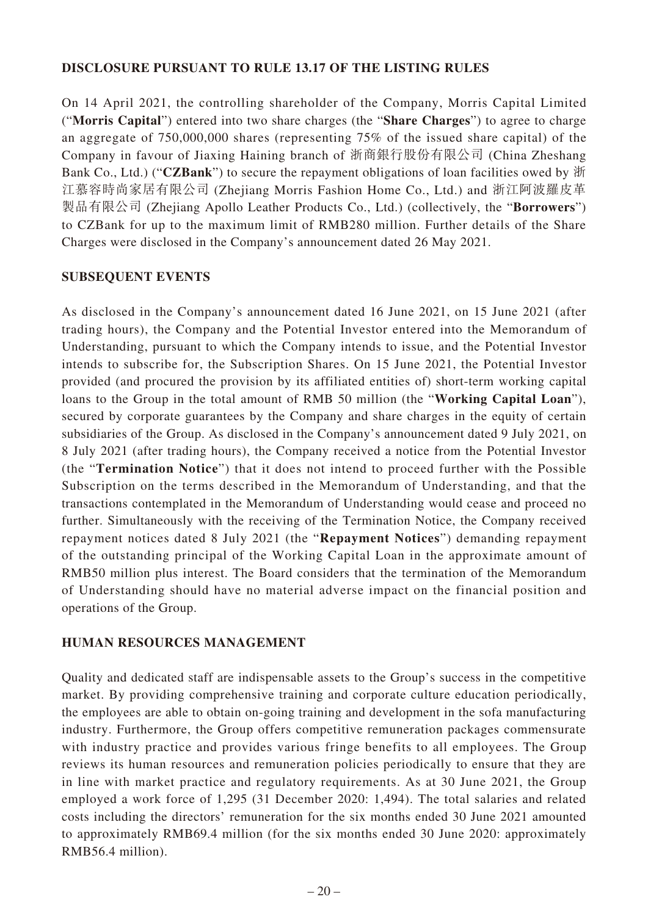## DISCLOSURE PURSUANT TO RULE 13.17 OF THE LISTING RULES

On 14 April 2021, the controlling shareholder of the Company, Morris Capital Limited ("**Morris Capital**") entered into two share charges (the "**Share Charges**") to agree to charge an aggregate of 750,000,000 shares (representing 75% of the issued share capital) of the Company in favour of Jiaxing Haining branch of 浙商銀行股份有限公司 (China Zheshang Bank Co., Ltd.) ("**CZBank**") to secure the repayment obligations of loan facilities owed by 浙江慕容時尚家居有限公司 (Zhejiang Morris Fashion Home Co., Ltd.) and 浙江阿波羅皮革製品有限公司 (Zhejiang Apollo Leather Products Co., Ltd.) (collectively, the "**Borrowers**") to CZBank for up to the maximum limit of RMB280 million. Further details of the Share Charges were disclosed in the Company's announcement dated 26 May 2021.

## SUBSEQUENT EVENTS

As disclosed in the Company's announcement dated 16 June 2021, on 15 June 2021 (after trading hours), the Company and the Potential Investor entered into the Memorandum of Understanding, pursuant to which the Company intends to issue, and the Potential Investor intends to subscribe for, the Subscription Shares. On 15 June 2021, the Potential Investor provided (and procured the provision by its affiliated entities of) short-term working capital loans to the Group in the total amount of RMB 50 million (the "**Working Capital Loan**"), secured by corporate guarantees by the Company and share charges in the equity of certain subsidiaries of the Group. As disclosed in the Company's announcement dated 9 July 2021, on 8 July 2021 (after trading hours), the Company received a notice from the Potential Investor (the "**Termination Notice**") that it does not intend to proceed further with the Possible Subscription on the terms described in the Memorandum of Understanding, and that the transactions contemplated in the Memorandum of Understanding would cease and proceed no further. Simultaneously with the receiving of the Termination Notice, the Company received repayment notices dated 8 July 2021 (the "**Repayment Notices**") demanding repayment of the outstanding principal of the Working Capital Loan in the approximate amount of RMB50 million plus interest. The Board considers that the termination of the Memorandum of Understanding should have no material adverse impact on the financial position and operations of the Group.

## HUMAN RESOURCES MANAGEMENT

Quality and dedicated staff are indispensable assets to the Group's success in the competitive market. By providing comprehensive training and corporate culture education periodically, the employees are able to obtain on-going training and development in the sofa manufacturing industry. Furthermore, the Group offers competitive remuneration packages commensurate with industry practice and provides various fringe benefits to all employees. The Group reviews its human resources and remuneration policies periodically to ensure that they are in line with market practice and regulatory requirements. As at 30 June 2021, the Group employed a work force of 1,295 (31 December 2020: 1,494). The total salaries and related costs including the directors' remuneration for the six months ended 30 June 2021 amounted to approximately RMB69.4 million (for the six months ended 30 June 2020: approximately RMB56.4 million).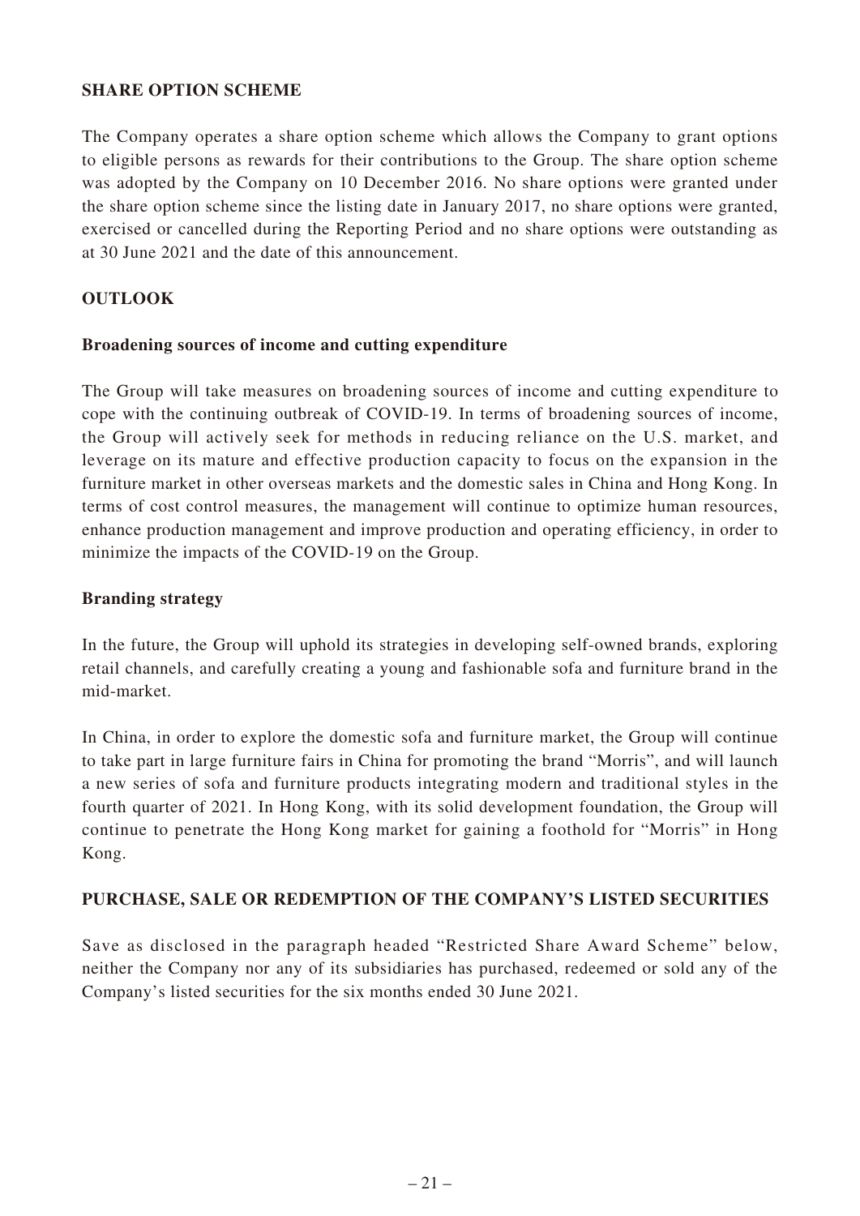## SHARE OPTION SCHEME

The Company operates a share option scheme which allows the Company to grant options to eligible persons as rewards for their contributions to the Group. The share option scheme was adopted by the Company on 10 December 2016. No share options were granted under the share option scheme since the listing date in January 2017, no share options were granted, exercised or cancelled during the Reporting Period and no share options were outstanding as at 30 June 2021 and the date of this announcement.

## OUTLOOK

### Broadening sources of income and cutting expenditure

The Group will take measures on broadening sources of income and cutting expenditure to cope with the continuing outbreak of COVID-19. In terms of broadening sources of income, the Group will actively seek for methods in reducing reliance on the U.S. market, and leverage on its mature and effective production capacity to focus on the expansion in the furniture market in other overseas markets and the domestic sales in China and Hong Kong. In terms of cost control measures, the management will continue to optimize human resources, enhance production management and improve production and operating efficiency, in order to minimize the impacts of the COVID-19 on the Group.

### Branding strategy

In the future, the Group will uphold its strategies in developing self-owned brands, exploring retail channels, and carefully creating a young and fashionable sofa and furniture brand in the mid-market.

In China, in order to explore the domestic sofa and furniture market, the Group will continue to take part in large furniture fairs in China for promoting the brand "Morris", and will launch a new series of sofa and furniture products integrating modern and traditional styles in the fourth quarter of 2021. In Hong Kong, with its solid development foundation, the Group will continue to penetrate the Hong Kong market for gaining a foothold for "Morris" in Hong Kong.

## PURCHASE, SALE OR REDEMPTION OF THE COMPANY'S LISTED SECURITIES

Save as disclosed in the paragraph headed "Restricted Share Award Scheme" below, neither the Company nor any of its subsidiaries has purchased, redeemed or sold any of the Company's listed securities for the six months ended 30 June 2021.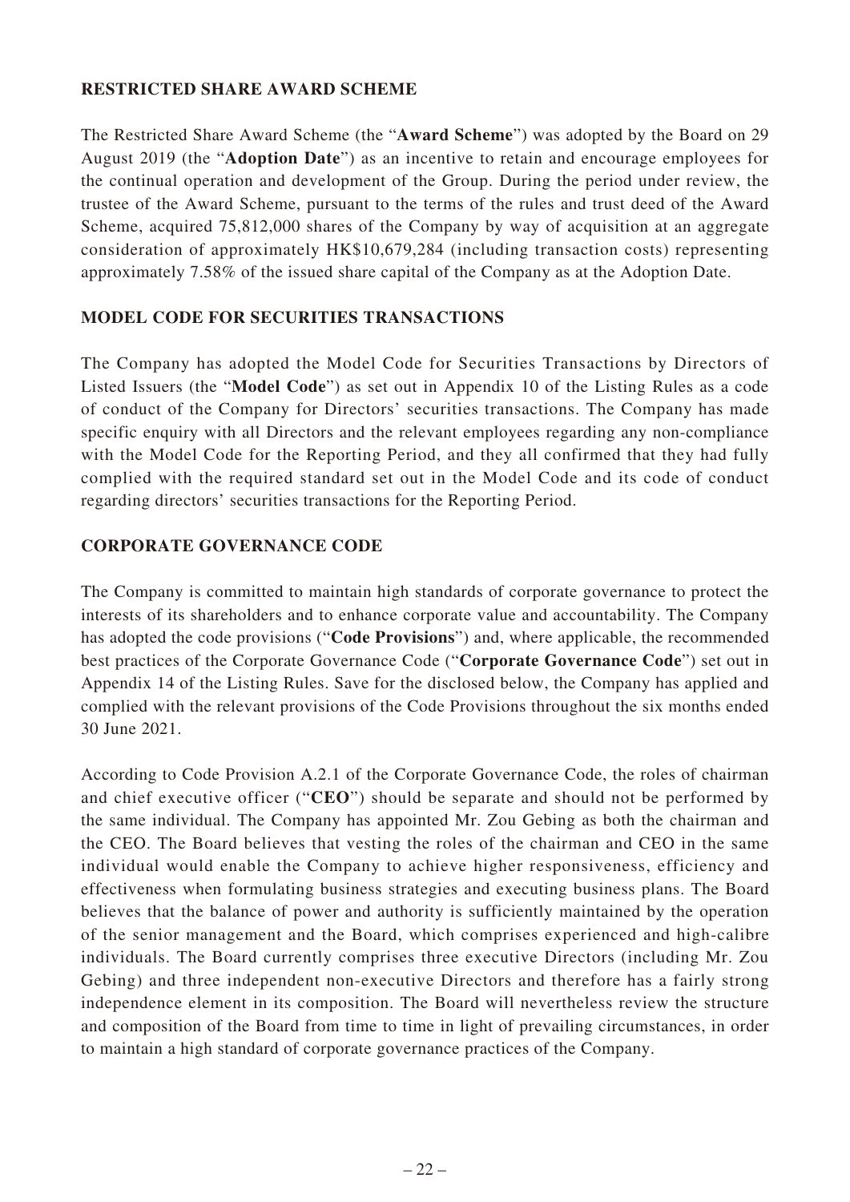## RESTRICTED SHARE AWARD SCHEME

The Restricted Share Award Scheme (the "**Award Scheme**") was adopted by the Board on 29 August 2019 (the "**Adoption Date**") as an incentive to retain and encourage employees for the continual operation and development of the Group. During the period under review, the trustee of the Award Scheme, pursuant to the terms of the rules and trust deed of the Award Scheme, acquired 75,812,000 shares of the Company by way of acquisition at an aggregate consideration of approximately HK$10,679,284 (including transaction costs) representing approximately 7.58% of the issued share capital of the Company as at the Adoption Date.

## MODEL CODE FOR SECURITIES TRANSACTIONS

The Company has adopted the Model Code for Securities Transactions by Directors of Listed Issuers (the "**Model Code**") as set out in Appendix 10 of the Listing Rules as a code of conduct of the Company for Directors' securities transactions. The Company has made specific enquiry with all Directors and the relevant employees regarding any non-compliance with the Model Code for the Reporting Period, and they all confirmed that they had fully complied with the required standard set out in the Model Code and its code of conduct regarding directors' securities transactions for the Reporting Period.

## CORPORATE GOVERNANCE CODE

The Company is committed to maintain high standards of corporate governance to protect the interests of its shareholders and to enhance corporate value and accountability. The Company has adopted the code provisions ("**Code Provisions**") and, where applicable, the recommended best practices of the Corporate Governance Code ("**Corporate Governance Code**") set out in Appendix 14 of the Listing Rules. Save for the disclosed below, the Company has applied and complied with the relevant provisions of the Code Provisions throughout the six months ended 30 June 2021.

According to Code Provision A.2.1 of the Corporate Governance Code, the roles of chairman and chief executive officer ("**CEO**") should be separate and should not be performed by the same individual. The Company has appointed Mr. Zou Gebing as both the chairman and the CEO. The Board believes that vesting the roles of the chairman and CEO in the same individual would enable the Company to achieve higher responsiveness, efficiency and effectiveness when formulating business strategies and executing business plans. The Board believes that the balance of power and authority is sufficiently maintained by the operation of the senior management and the Board, which comprises experienced and high-calibre individuals. The Board currently comprises three executive Directors (including Mr. Zou Gebing) and three independent non-executive Directors and therefore has a fairly strong independence element in its composition. The Board will nevertheless review the structure and composition of the Board from time to time in light of prevailing circumstances, in order to maintain a high standard of corporate governance practices of the Company.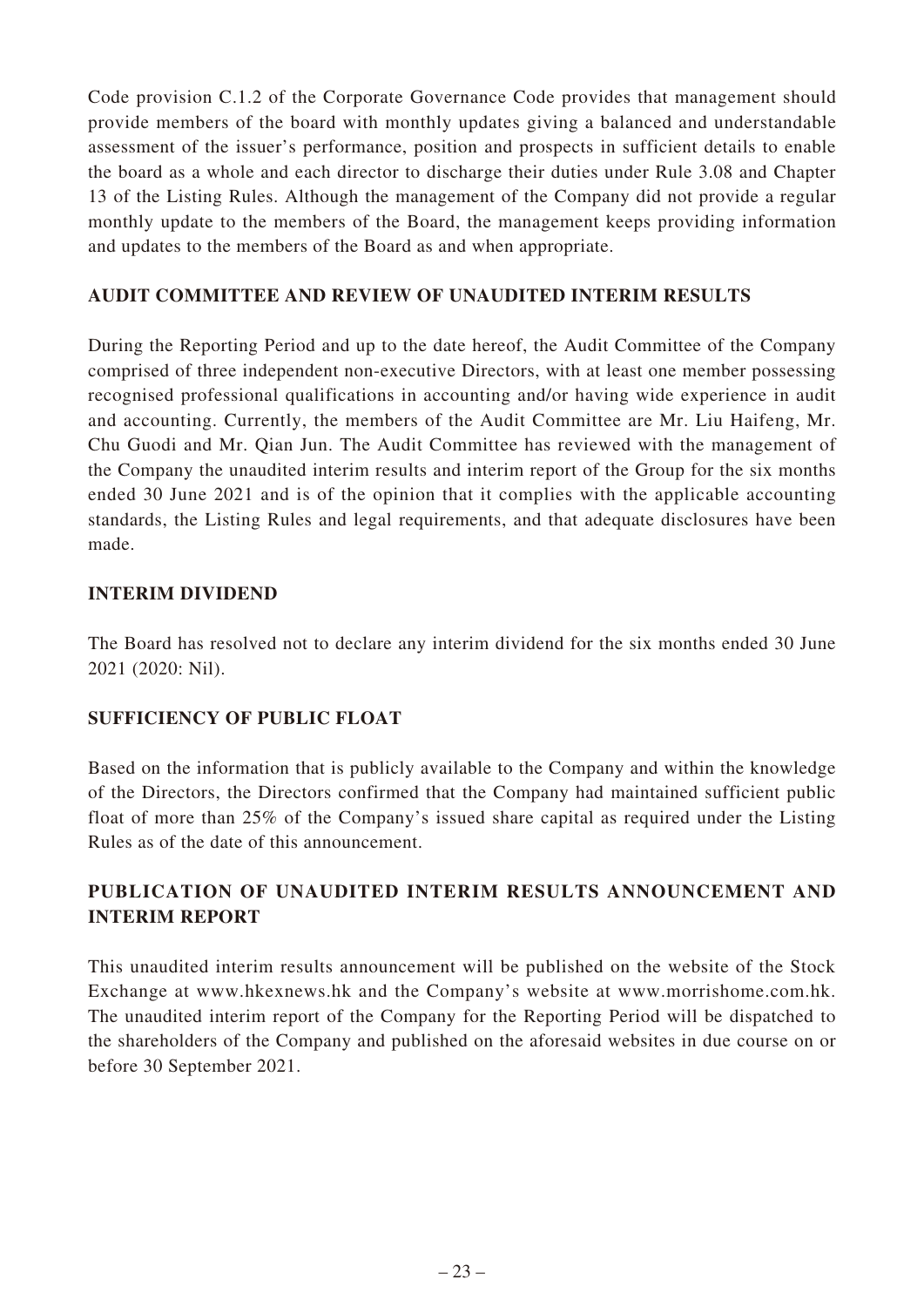Code provision C.1.2 of the Corporate Governance Code provides that management should provide members of the board with monthly updates giving a balanced and understandable assessment of the issuer's performance, position and prospects in sufficient details to enable the board as a whole and each director to discharge their duties under Rule 3.08 and Chapter 13 of the Listing Rules. Although the management of the Company did not provide a regular monthly update to the members of the Board, the management keeps providing information and updates to the members of the Board as and when appropriate.

## AUDIT COMMITTEE AND REVIEW OF UNAUDITED INTERIM RESULTS

During the Reporting Period and up to the date hereof, the Audit Committee of the Company comprised of three independent non-executive Directors, with at least one member possessing recognised professional qualifications in accounting and/or having wide experience in audit and accounting. Currently, the members of the Audit Committee are Mr. Liu Haifeng, Mr. Chu Guodi and Mr. Qian Jun. The Audit Committee has reviewed with the management of the Company the unaudited interim results and interim report of the Group for the six months ended 30 June 2021 and is of the opinion that it complies with the applicable accounting standards, the Listing Rules and legal requirements, and that adequate disclosures have been made.

## INTERIM DIVIDEND

The Board has resolved not to declare any interim dividend for the six months ended 30 June 2021 (2020: Nil).

## SUFFICIENCY OF PUBLIC FLOAT

Based on the information that is publicly available to the Company and within the knowledge of the Directors, the Directors confirmed that the Company had maintained sufficient public float of more than 25% of the Company's issued share capital as required under the Listing Rules as of the date of this announcement.

## PUBLICATION OF UNAUDITED INTERIM RESULTS ANNOUNCEMENT AND INTERIM REPORT

This unaudited interim results announcement will be published on the website of the Stock Exchange at www.hkexnews.hk and the Company's website at www.morrishome.com.hk. The unaudited interim report of the Company for the Reporting Period will be dispatched to the shareholders of the Company and published on the aforesaid websites in due course on or before 30 September 2021.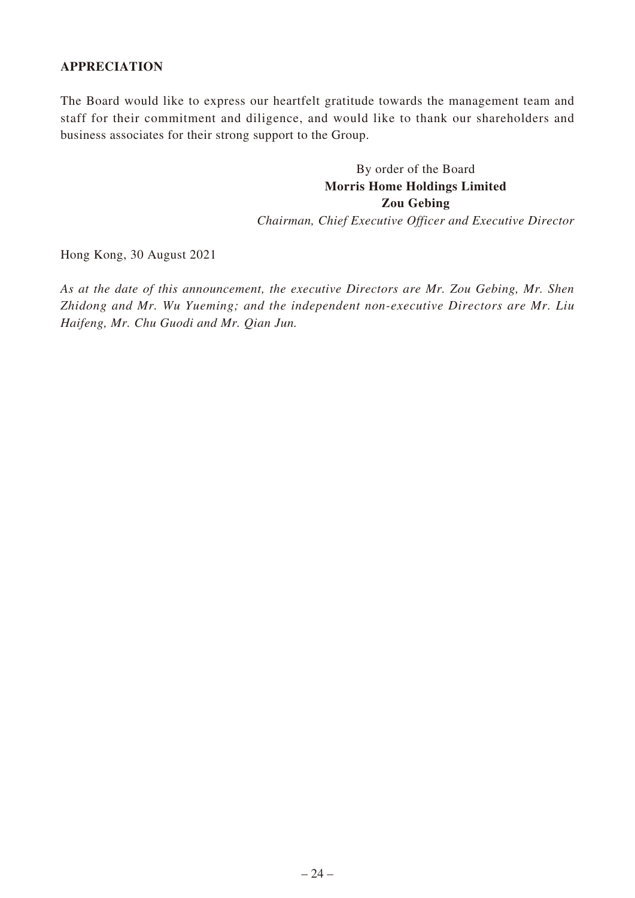## APPRECIATION

The Board would like to express our heartfelt gratitude towards the management team and staff for their commitment and diligence, and would like to thank our shareholders and business associates for their strong support to the Group.

By order of the Board
**Morris Home Holdings Limited**
**Zou Gebing**
*Chairman, Chief Executive Officer and Executive Director*

Hong Kong, 30 August 2021

*As at the date of this announcement, the executive Directors are Mr. Zou Gebing, Mr. Shen Zhidong and Mr. Wu Yueming; and the independent non-executive Directors are Mr. Liu Haifeng, Mr. Chu Guodi and Mr. Qian Jun.*